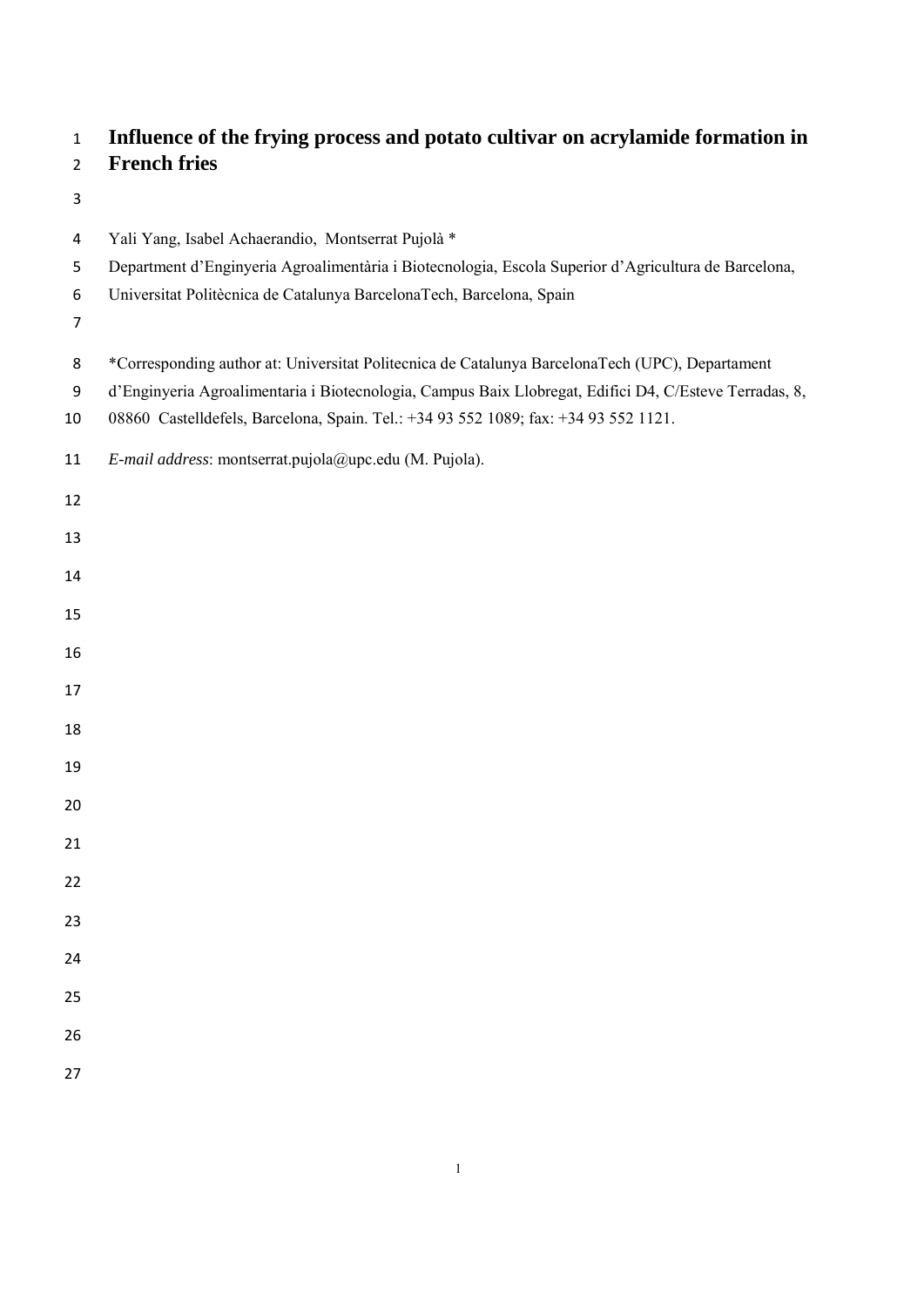# Influence of the frying process and potato cultivar on acrylamide formation in French fries

Yali Yang, Isabel Achaerandio, Montserrat Pujolà *

Department d'Enginyeria Agroalimentària i Biotecnologia, Escola Superior d'Agricultura de Barcelona, Universitat Politècnica de Catalunya BarcelonaTech, Barcelona, Spain

*Corresponding author at: Universitat Politecnica de Catalunya BarcelonaTech (UPC), Departament d'Enginyeria Agroalimentaria i Biotecnologia, Campus Baix Llobregat, Edifici D4, C/Esteve Terradas, 8, 08860 Castelldefels, Barcelona, Spain. Tel.: +34 93 552 1089; fax: +34 93 552 1121.

*E-mail address*: montserrat.pujola@upc.edu (M. Pujola).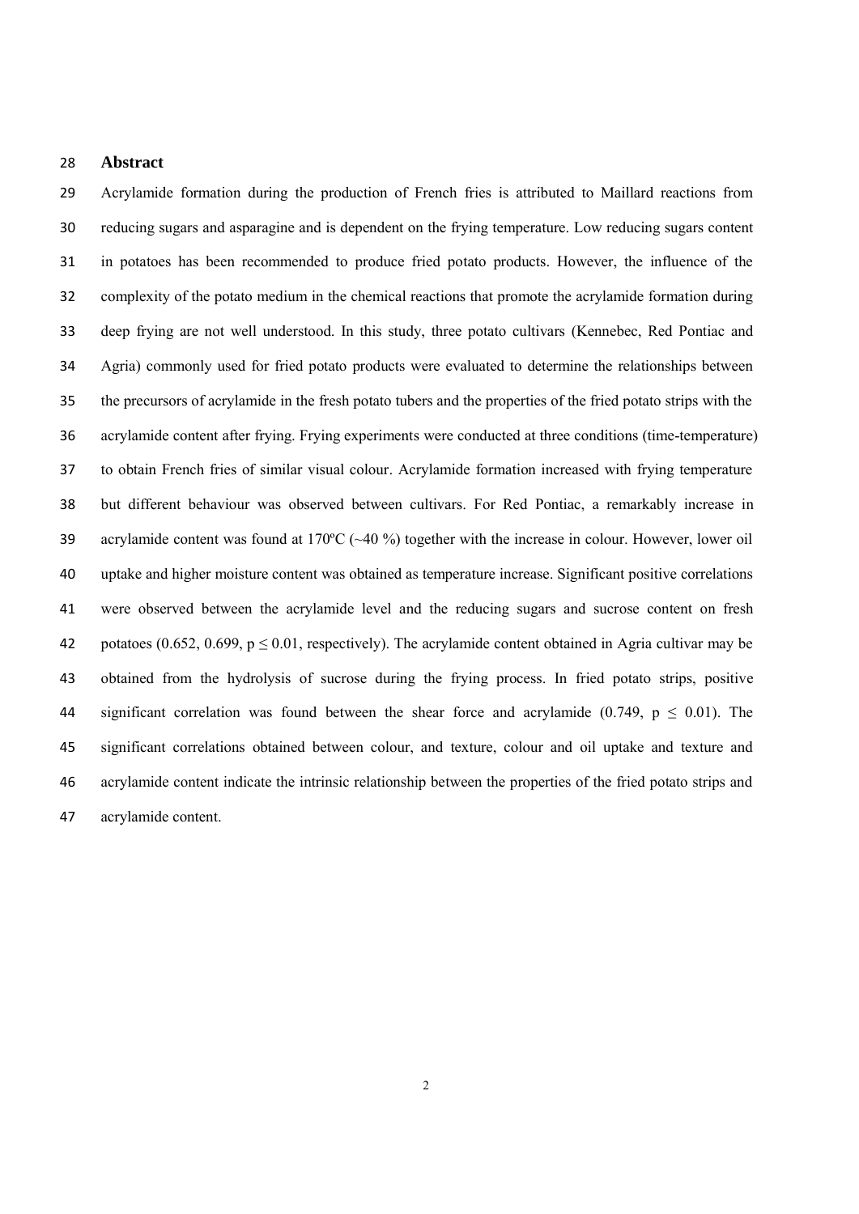## Abstract

Acrylamide formation during the production of French fries is attributed to Maillard reactions from reducing sugars and asparagine and is dependent on the frying temperature. Low reducing sugars content in potatoes has been recommended to produce fried potato products. However, the influence of the complexity of the potato medium in the chemical reactions that promote the acrylamide formation during deep frying are not well understood. In this study, three potato cultivars (Kennebec, Red Pontiac and Agria) commonly used for fried potato products were evaluated to determine the relationships between the precursors of acrylamide in the fresh potato tubers and the properties of the fried potato strips with the acrylamide content after frying. Frying experiments were conducted at three conditions (time-temperature) to obtain French fries of similar visual colour. Acrylamide formation increased with frying temperature but different behaviour was observed between cultivars. For Red Pontiac, a remarkably increase in acrylamide content was found at 170ºC (~40 %) together with the increase in colour. However, lower oil uptake and higher moisture content was obtained as temperature increase. Significant positive correlations were observed between the acrylamide level and the reducing sugars and sucrose content on fresh potatoes (0.652, 0.699, $p \leq 0.01$, respectively). The acrylamide content obtained in Agria cultivar may be obtained from the hydrolysis of sucrose during the frying process. In fried potato strips, positive significant correlation was found between the shear force and acrylamide (0.749, $p \leq 0.01$). The significant correlations obtained between colour, and texture, colour and oil uptake and texture and acrylamide content indicate the intrinsic relationship between the properties of the fried potato strips and acrylamide content.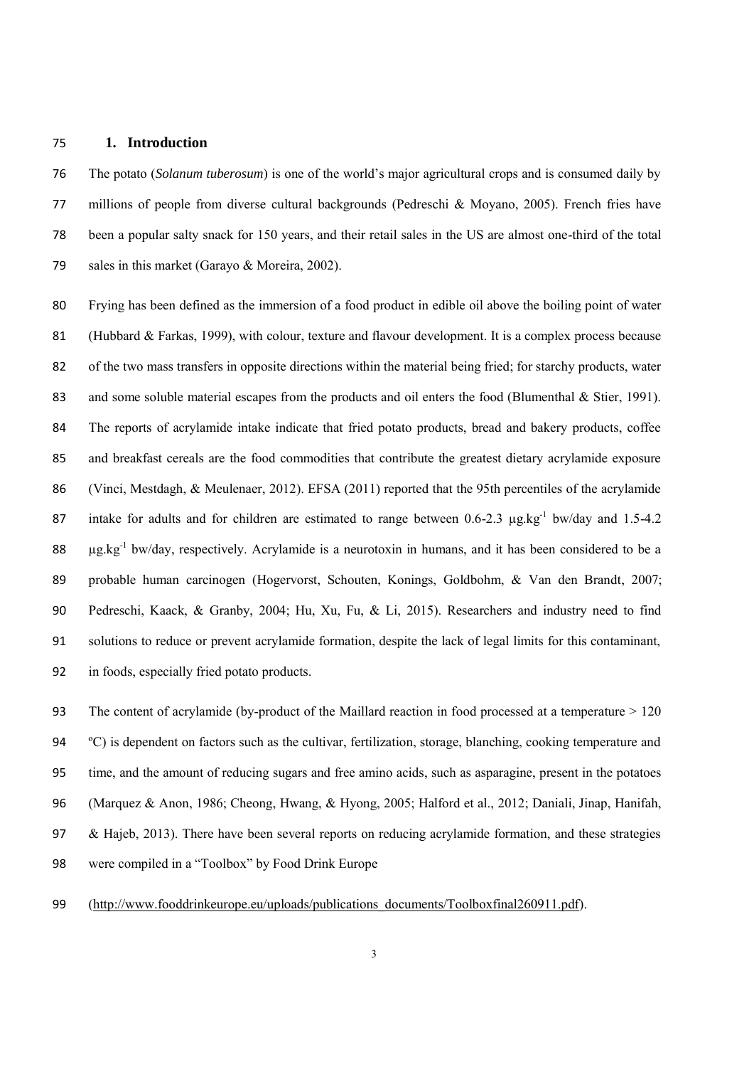## 1. Introduction

The potato (*Solanum tuberosum*) is one of the world's major agricultural crops and is consumed daily by millions of people from diverse cultural backgrounds (Pedreschi & Moyano, 2005). French fries have been a popular salty snack for 150 years, and their retail sales in the US are almost one-third of the total sales in this market (Garayo & Moreira, 2002).

Frying has been defined as the immersion of a food product in edible oil above the boiling point of water (Hubbard & Farkas, 1999), with colour, texture and flavour development. It is a complex process because of the two mass transfers in opposite directions within the material being fried; for starchy products, water and some soluble material escapes from the products and oil enters the food (Blumenthal & Stier, 1991). The reports of acrylamide intake indicate that fried potato products, bread and bakery products, coffee and breakfast cereals are the food commodities that contribute the greatest dietary acrylamide exposure (Vinci, Mestdagh, & Meulenaer, 2012). EFSA (2011) reported that the 95th percentiles of the acrylamide intake for adults and for children are estimated to range between 0.6-2.3 $\mu g.kg^{-1}$ bw/day and 1.5-4.2 $\mu g.kg^{-1}$ bw/day, respectively. Acrylamide is a neurotoxin in humans, and it has been considered to be a probable human carcinogen (Hogervorst, Schouten, Konings, Goldbohm, & Van den Brandt, 2007; Pedreschi, Kaack, & Granby, 2004; Hu, Xu, Fu, & Li, 2015). Researchers and industry need to find solutions to reduce or prevent acrylamide formation, despite the lack of legal limits for this contaminant, in foods, especially fried potato products.

The content of acrylamide (by-product of the Maillard reaction in food processed at a temperature > 120 ºC) is dependent on factors such as the cultivar, fertilization, storage, blanching, cooking temperature and time, and the amount of reducing sugars and free amino acids, such as asparagine, present in the potatoes (Marquez & Anon, 1986; Cheong, Hwang, & Hyong, 2005; Halford et al., 2012; Daniali, Jinap, Hanifah, & Hajeb, 2013). There have been several reports on reducing acrylamide formation, and these strategies were compiled in a "Toolbox" by Food Drink Europe

(http://www.fooddrinkeurope.eu/uploads/publications_documents/Toolboxfinal260911.pdf).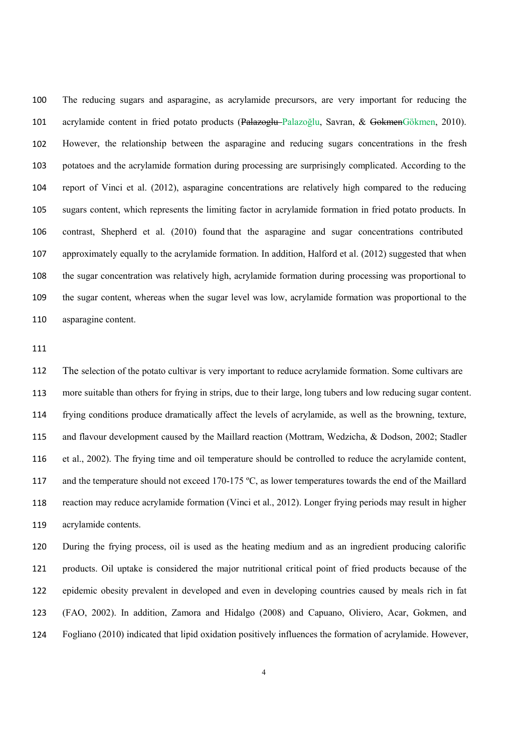The reducing sugars and asparagine, as acrylamide precursors, are very important for reducing the acrylamide content in fried potato products (~~Palazoglu~~ Palazoğlu, Savran, & ~~Gokmen~~Gökmen, 2010). However, the relationship between the asparagine and reducing sugars concentrations in the fresh potatoes and the acrylamide formation during processing are surprisingly complicated. According to the report of Vinci et al. (2012), asparagine concentrations are relatively high compared to the reducing sugars content, which represents the limiting factor in acrylamide formation in fried potato products. In contrast, Shepherd et al. (2010) found that the asparagine and sugar concentrations contributed approximately equally to the acrylamide formation. In addition, Halford et al. (2012) suggested that when the sugar concentration was relatively high, acrylamide formation during processing was proportional to the sugar content, whereas when the sugar level was low, acrylamide formation was proportional to the asparagine content.

The selection of the potato cultivar is very important to reduce acrylamide formation. Some cultivars are more suitable than others for frying in strips, due to their large, long tubers and low reducing sugar content. frying conditions produce dramatically affect the levels of acrylamide, as well as the browning, texture, and flavour development caused by the Maillard reaction (Mottram, Wedzicha, & Dodson, 2002; Stadler et al., 2002). The frying time and oil temperature should be controlled to reduce the acrylamide content, and the temperature should not exceed 170-175 ºC, as lower temperatures towards the end of the Maillard reaction may reduce acrylamide formation (Vinci et al., 2012). Longer frying periods may result in higher acrylamide contents.

During the frying process, oil is used as the heating medium and as an ingredient producing calorific products. Oil uptake is considered the major nutritional critical point of fried products because of the epidemic obesity prevalent in developed and even in developing countries caused by meals rich in fat (FAO, 2002). In addition, Zamora and Hidalgo (2008) and Capuano, Oliviero, Acar, Gokmen, and Fogliano (2010) indicated that lipid oxidation positively influences the formation of acrylamide. However,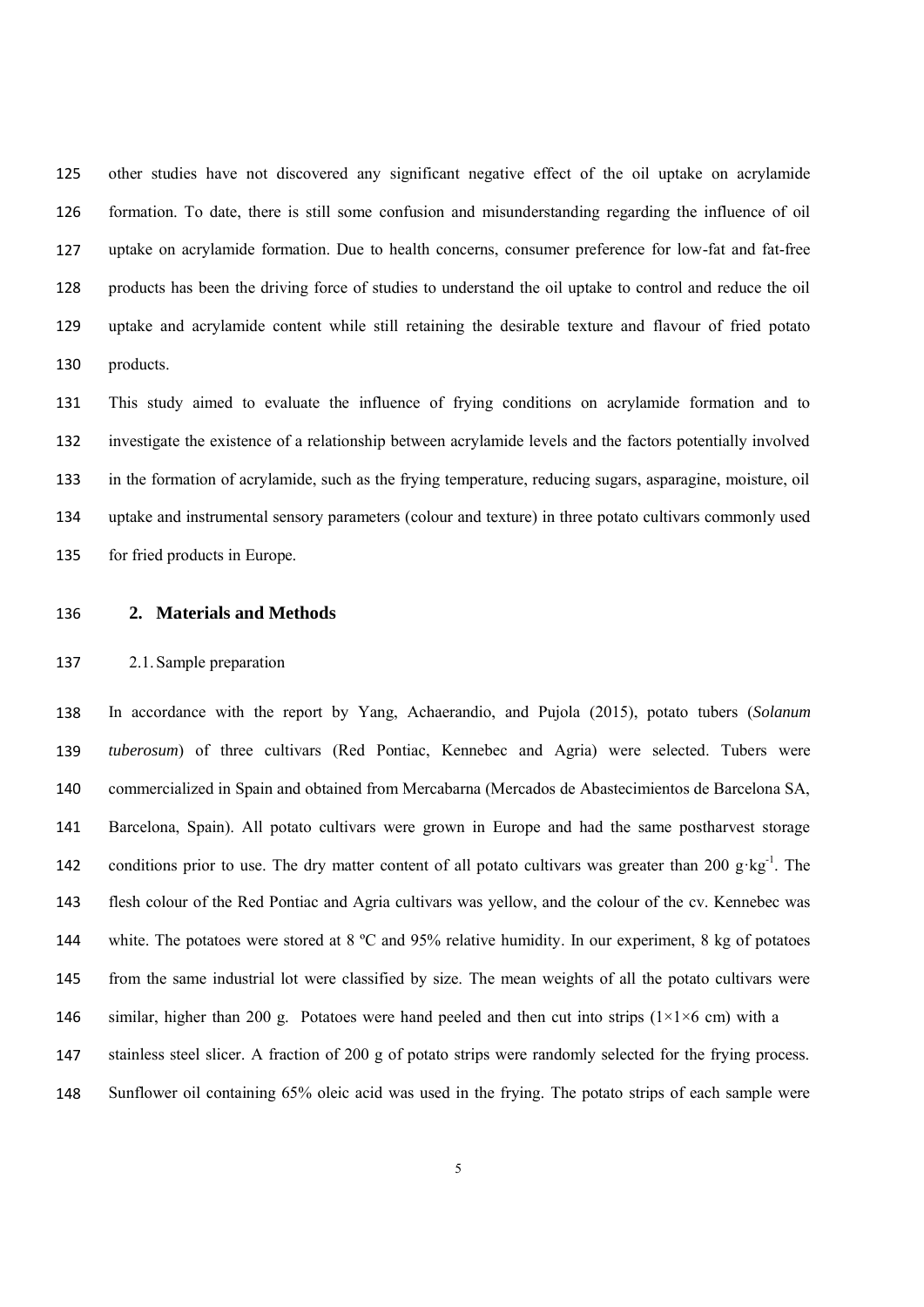other studies have not discovered any significant negative effect of the oil uptake on acrylamide formation. To date, there is still some confusion and misunderstanding regarding the influence of oil uptake on acrylamide formation. Due to health concerns, consumer preference for low-fat and fat-free products has been the driving force of studies to understand the oil uptake to control and reduce the oil uptake and acrylamide content while still retaining the desirable texture and flavour of fried potato products.

This study aimed to evaluate the influence of frying conditions on acrylamide formation and to investigate the existence of a relationship between acrylamide levels and the factors potentially involved in the formation of acrylamide, such as the frying temperature, reducing sugars, asparagine, moisture, oil uptake and instrumental sensory parameters (colour and texture) in three potato cultivars commonly used for fried products in Europe.

## 2. Materials and Methods

### 2.1. Sample preparation

In accordance with the report by Yang, Achaerandio, and Pujola (2015), potato tubers (*Solanum tuberosum*) of three cultivars (Red Pontiac, Kennebec and Agria) were selected. Tubers were commercialized in Spain and obtained from Mercabarna (Mercados de Abastecimientos de Barcelona SA, Barcelona, Spain). All potato cultivars were grown in Europe and had the same postharvest storage conditions prior to use. The dry matter content of all potato cultivars was greater than 200 $g \cdot kg^{-1}$. The flesh colour of the Red Pontiac and Agria cultivars was yellow, and the colour of the cv. Kennebec was white. The potatoes were stored at 8 ºC and 95% relative humidity. In our experiment, 8 kg of potatoes from the same industrial lot were classified by size. The mean weights of all the potato cultivars were similar, higher than 200 g. Potatoes were hand peeled and then cut into strips ($1 \times 1 \times 6$ cm) with a stainless steel slicer. A fraction of 200 g of potato strips were randomly selected for the frying process. Sunflower oil containing 65% oleic acid was used in the frying. The potato strips of each sample were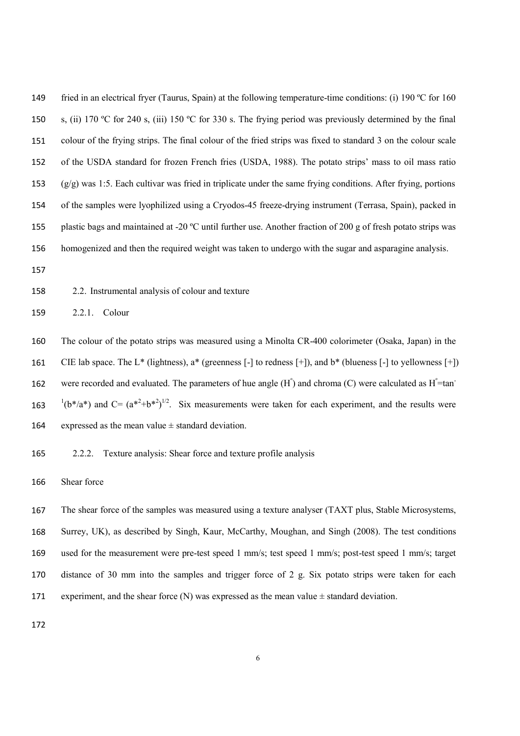fried in an electrical fryer (Taurus, Spain) at the following temperature-time conditions: (i) 190 ºC for 160 s, (ii) 170 ºC for 240 s, (iii) 150 ºC for 330 s. The frying period was previously determined by the final colour of the frying strips. The final colour of the fried strips was fixed to standard 3 on the colour scale of the USDA standard for frozen French fries (USDA, 1988). The potato strips' mass to oil mass ratio (g/g) was 1:5. Each cultivar was fried in triplicate under the same frying conditions. After frying, portions of the samples were lyophilized using a Cryodos-45 freeze-drying instrument (Terrasa, Spain), packed in plastic bags and maintained at -20 ºC until further use. Another fraction of 200 g of fresh potato strips was homogenized and then the required weight was taken to undergo with the sugar and asparagine analysis.

## 2.2. Instrumental analysis of colour and texture

### 2.2.1. Colour

The colour of the potato strips was measured using a Minolta CR-400 colorimeter (Osaka, Japan) in the CIE lab space. The L* (lightness), a* (greenness [-] to redness [+]), and b* (blueness [-] to yellowness [+]) were recorded and evaluated. The parameters of hue angle ($H^{\circ}$) and chroma (C) were calculated as $H^{\circ} = \tan^{-1}(b^*/a^*)$ and $C = (a^{*2} + b^{*2})^{1/2}$. Six measurements were taken for each experiment, and the results were expressed as the mean value ± standard deviation.

### 2.2.2. Texture analysis: Shear force and texture profile analysis

Shear force

The shear force of the samples was measured using a texture analyser (TAXT plus, Stable Microsystems, Surrey, UK), as described by Singh, Kaur, McCarthy, Moughan, and Singh (2008). The test conditions used for the measurement were pre-test speed 1 mm/s; test speed 1 mm/s; post-test speed 1 mm/s; target distance of 30 mm into the samples and trigger force of 2 g. Six potato strips were taken for each experiment, and the shear force (N) was expressed as the mean value ± standard deviation.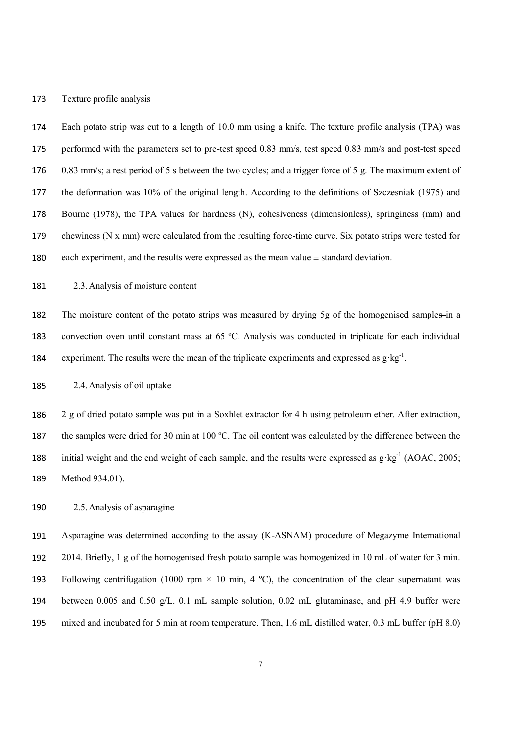### Texture profile analysis

Each potato strip was cut to a length of 10.0 mm using a knife. The texture profile analysis (TPA) was performed with the parameters set to pre-test speed 0.83 mm/s, test speed 0.83 mm/s and post-test speed 0.83 mm/s; a rest period of 5 s between the two cycles; and a trigger force of 5 g. The maximum extent of the deformation was 10% of the original length. According to the definitions of Szczesniak (1975) and Bourne (1978), the TPA values for hardness (N), cohesiveness (dimensionless), springiness (mm) and chewiness (N x mm) were calculated from the resulting force-time curve. Six potato strips were tested for each experiment, and the results were expressed as the mean value ± standard deviation.

## 2.3. Analysis of moisture content

The moisture content of the potato strips was measured by drying 5g of the homogenised samples in a convection oven until constant mass at 65 ºC. Analysis was conducted in triplicate for each individual experiment. The results were the mean of the triplicate experiments and expressed as $g \cdot kg^{-1}$.

## 2.4. Analysis of oil uptake

2 g of dried potato sample was put in a Soxhlet extractor for 4 h using petroleum ether. After extraction, the samples were dried for 30 min at 100 ºC. The oil content was calculated by the difference between the initial weight and the end weight of each sample, and the results were expressed as $g \cdot kg^{-1}$ (AOAC, 2005; Method 934.01).

## 2.5. Analysis of asparagine

Asparagine was determined according to the assay (K-ASNAM) procedure of Megazyme International 2014. Briefly, 1 g of the homogenised fresh potato sample was homogenized in 10 mL of water for 3 min. Following centrifugation (1000 rpm × 10 min, 4 ºC), the concentration of the clear supernatant was between 0.005 and 0.50 g/L. 0.1 mL sample solution, 0.02 mL glutaminase, and pH 4.9 buffer were mixed and incubated for 5 min at room temperature. Then, 1.6 mL distilled water, 0.3 mL buffer (pH 8.0)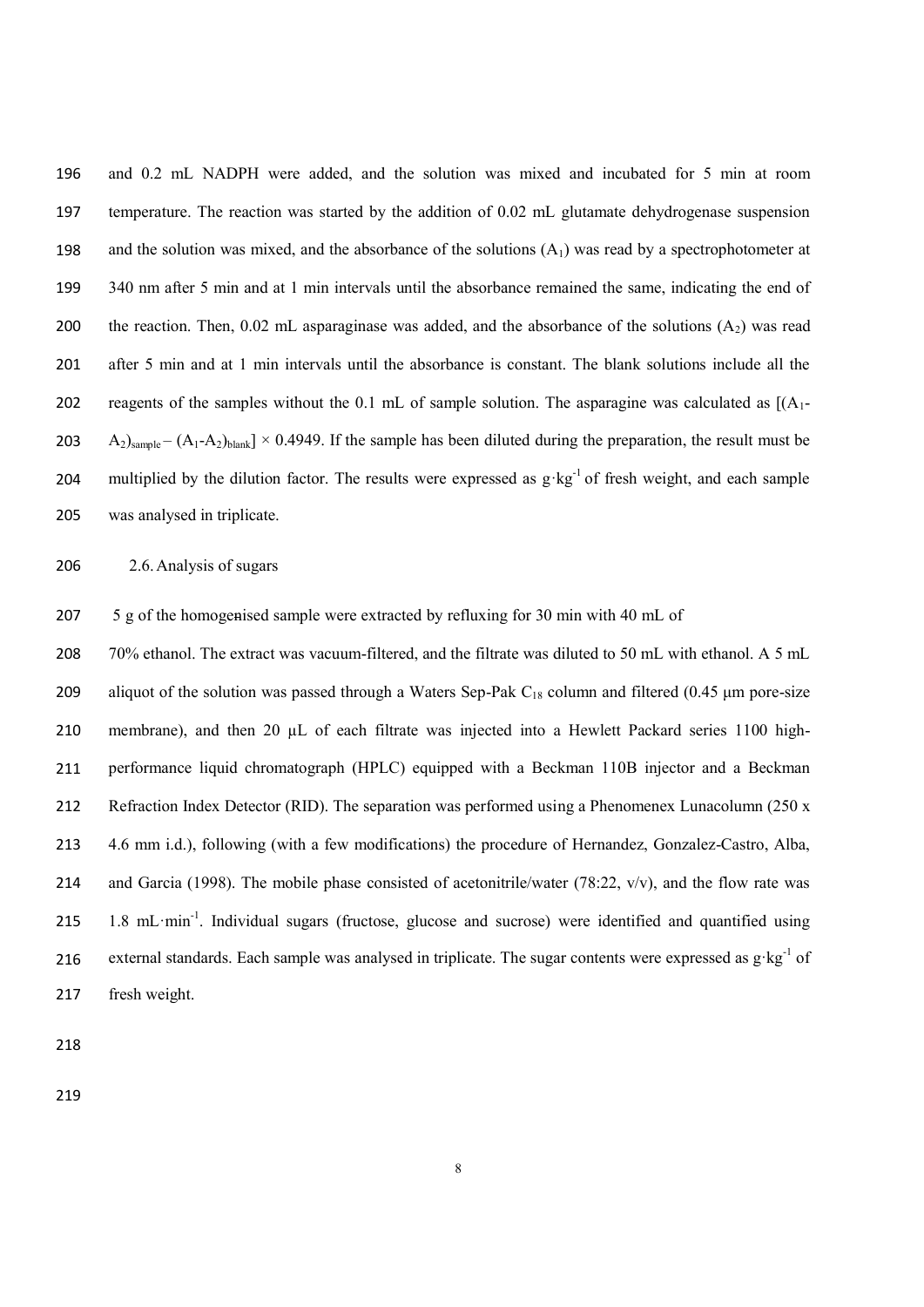and 0.2 mL NADPH were added, and the solution was mixed and incubated for 5 min at room temperature. The reaction was started by the addition of 0.02 mL glutamate dehydrogenase suspension and the solution was mixed, and the absorbance of the solutions ($A_1$) was read by a spectrophotometer at 340 nm after 5 min and at 1 min intervals until the absorbance remained the same, indicating the end of the reaction. Then, 0.02 mL asparaginase was added, and the absorbance of the solutions ($A_2$) was read after 5 min and at 1 min intervals until the absorbance is constant. The blank solutions include all the reagents of the samples without the 0.1 mL of sample solution. The asparagine was calculated as $[(A_1-A_2)_{sample} - (A_1-A_2)_{blank}] \times 0.4949$. If the sample has been diluted during the preparation, the result must be multiplied by the dilution factor. The results were expressed as $g{\cdot}kg^{-1}$ of fresh weight, and each sample was analysed in triplicate.

## 2.6. Analysis of sugars

5 g of the homogenised sample were extracted by refluxing for 30 min with 40 mL of 70% ethanol. The extract was vacuum-filtered, and the filtrate was diluted to 50 mL with ethanol. A 5 mL aliquot of the solution was passed through a Waters Sep-Pak $C_{18}$ column and filtered (0.45 μm pore-size membrane), and then 20 μL of each filtrate was injected into a Hewlett Packard series 1100 high-performance liquid chromatograph (HPLC) equipped with a Beckman 110B injector and a Beckman Refraction Index Detector (RID). The separation was performed using a Phenomenex Lunacolumn (250 x 4.6 mm i.d.), following (with a few modifications) the procedure of Hernandez, Gonzalez-Castro, Alba, and Garcia (1998). The mobile phase consisted of acetonitrile/water (78:22, v/v), and the flow rate was 1.8 $mL{\cdot}min^{-1}$. Individual sugars (fructose, glucose and sucrose) were identified and quantified using external standards. Each sample was analysed in triplicate. The sugar contents were expressed as $g{\cdot}kg^{-1}$ of fresh weight.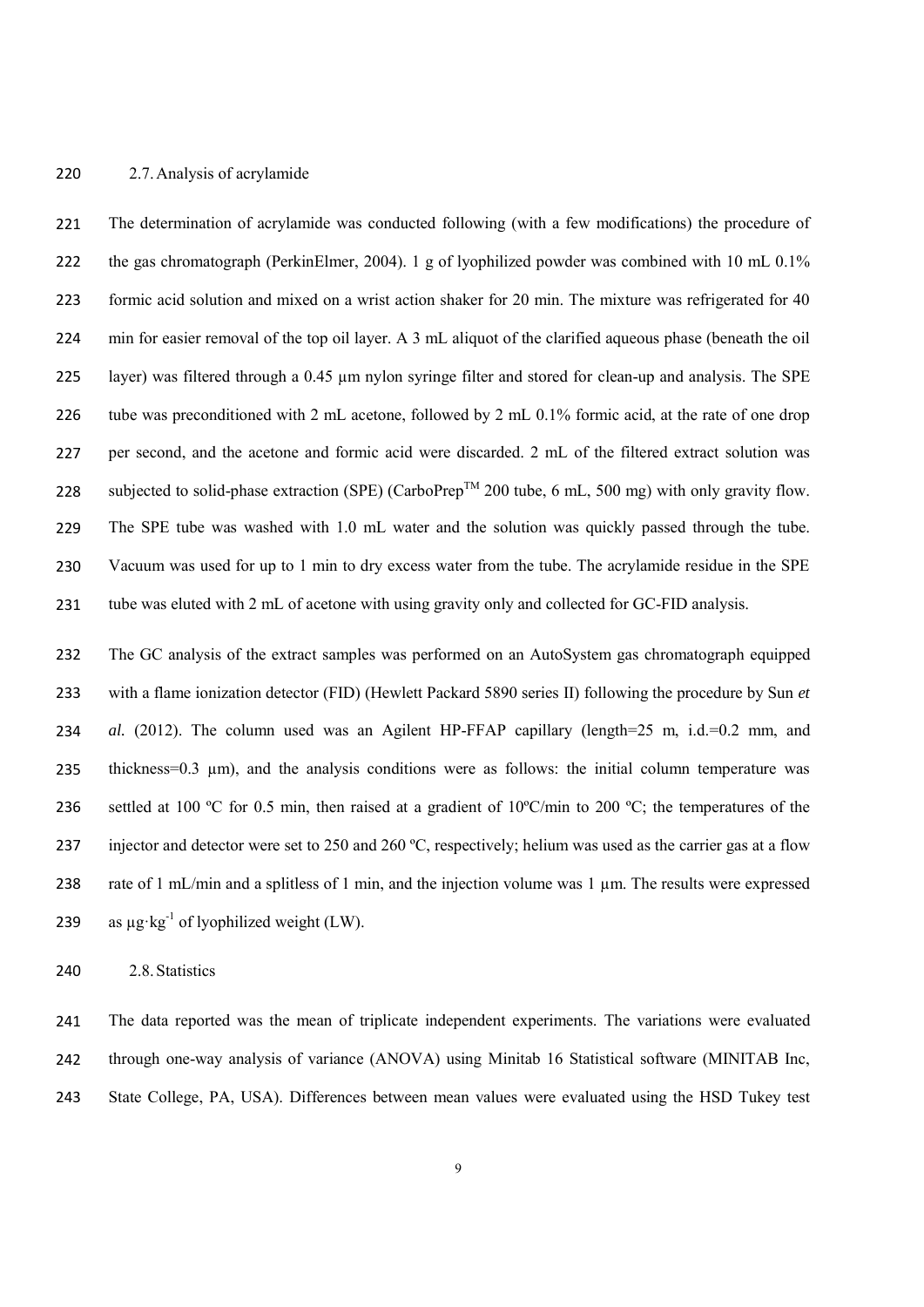### 2.7. Analysis of acrylamide

The determination of acrylamide was conducted following (with a few modifications) the procedure of the gas chromatograph (PerkinElmer, 2004). 1 g of lyophilized powder was combined with 10 mL 0.1% formic acid solution and mixed on a wrist action shaker for 20 min. The mixture was refrigerated for 40 min for easier removal of the top oil layer. A 3 mL aliquot of the clarified aqueous phase (beneath the oil layer) was filtered through a 0.45 µm nylon syringe filter and stored for clean-up and analysis. The SPE tube was preconditioned with 2 mL acetone, followed by 2 mL 0.1% formic acid, at the rate of one drop per second, and the acetone and formic acid were discarded. 2 mL of the filtered extract solution was subjected to solid-phase extraction (SPE) (CarboPrep$^{TM}$ 200 tube, 6 mL, 500 mg) with only gravity flow. The SPE tube was washed with 1.0 mL water and the solution was quickly passed through the tube. Vacuum was used for up to 1 min to dry excess water from the tube. The acrylamide residue in the SPE tube was eluted with 2 mL of acetone with using gravity only and collected for GC-FID analysis.

The GC analysis of the extract samples was performed on an AutoSystem gas chromatograph equipped with a flame ionization detector (FID) (Hewlett Packard 5890 series II) following the procedure by Sun *et al.* (2012). The column used was an Agilent HP-FFAP capillary (length=25 m, i.d.=0.2 mm, and thickness=0.3 µm), and the analysis conditions were as follows: the initial column temperature was settled at 100 ºC for 0.5 min, then raised at a gradient of 10ºC/min to 200 ºC; the temperatures of the injector and detector were set to 250 and 260 ºC, respectively; helium was used as the carrier gas at a flow rate of 1 mL/min and a splitless of 1 min, and the injection volume was 1 µm. The results were expressed as $\mu g \cdot kg^{-1}$ of lyophilized weight (LW).

### 2.8. Statistics

The data reported was the mean of triplicate independent experiments. The variations were evaluated through one-way analysis of variance (ANOVA) using Minitab 16 Statistical software (MINITAB Inc, State College, PA, USA). Differences between mean values were evaluated using the HSD Tukey test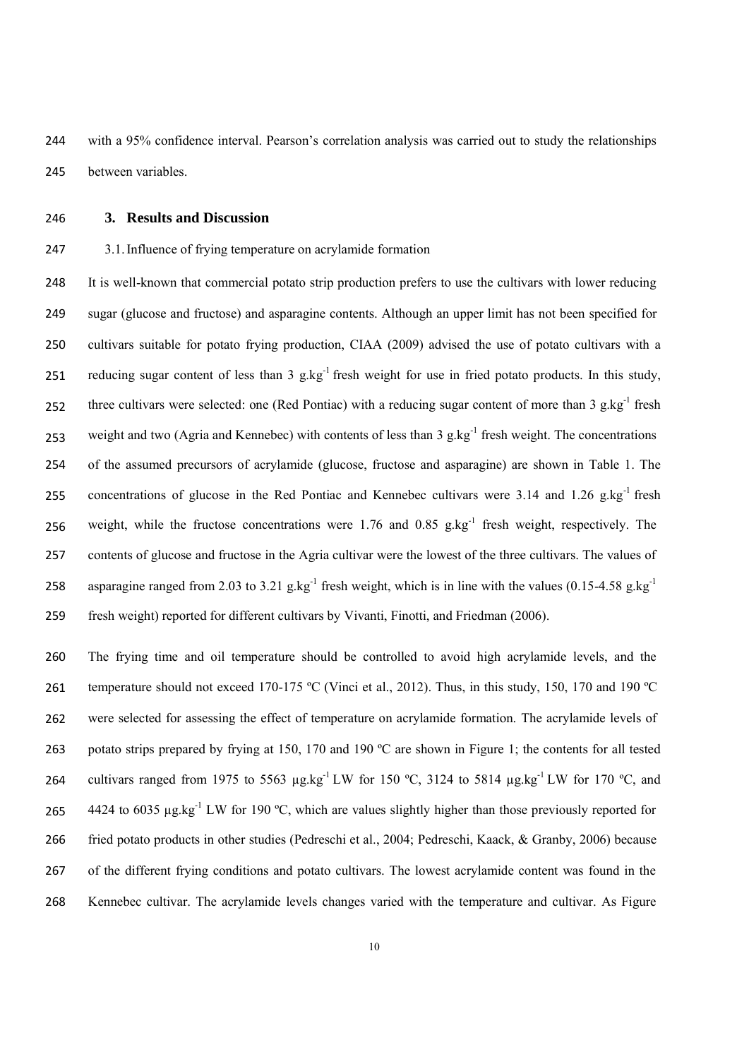with a 95% confidence interval. Pearson's correlation analysis was carried out to study the relationships between variables.

## 3. Results and Discussion

### 3.1. Influence of frying temperature on acrylamide formation

It is well-known that commercial potato strip production prefers to use the cultivars with lower reducing sugar (glucose and fructose) and asparagine contents. Although an upper limit has not been specified for cultivars suitable for potato frying production, CIAA (2009) advised the use of potato cultivars with a reducing sugar content of less than 3 $g.kg^{-1}$ fresh weight for use in fried potato products. In this study, three cultivars were selected: one (Red Pontiac) with a reducing sugar content of more than 3 $g.kg^{-1}$ fresh weight and two (Agria and Kennebec) with contents of less than 3 $g.kg^{-1}$ fresh weight. The concentrations of the assumed precursors of acrylamide (glucose, fructose and asparagine) are shown in Table 1. The concentrations of glucose in the Red Pontiac and Kennebec cultivars were 3.14 and 1.26 $g.kg^{-1}$ fresh weight, while the fructose concentrations were 1.76 and 0.85 $g.kg^{-1}$ fresh weight, respectively. The contents of glucose and fructose in the Agria cultivar were the lowest of the three cultivars. The values of asparagine ranged from 2.03 to 3.21 $g.kg^{-1}$ fresh weight, which is in line with the values (0.15-4.58 $g.kg^{-1}$ fresh weight) reported for different cultivars by Vivanti, Finotti, and Friedman (2006).

The frying time and oil temperature should be controlled to avoid high acrylamide levels, and the temperature should not exceed 170-175 ºC (Vinci et al., 2012). Thus, in this study, 150, 170 and 190 ºC were selected for assessing the effect of temperature on acrylamide formation. The acrylamide levels of potato strips prepared by frying at 150, 170 and 190 ºC are shown in Figure 1; the contents for all tested cultivars ranged from 1975 to 5563 $\mu g.kg^{-1}$ LW for 150 ºC, 3124 to 5814 $\mu g.kg^{-1}$ LW for 170 ºC, and 4424 to 6035 $\mu g.kg^{-1}$ LW for 190 ºC, which are values slightly higher than those previously reported for fried potato products in other studies (Pedreschi et al., 2004; Pedreschi, Kaack, & Granby, 2006) because of the different frying conditions and potato cultivars. The lowest acrylamide content was found in the Kennebec cultivar. The acrylamide levels changes varied with the temperature and cultivar. As Figure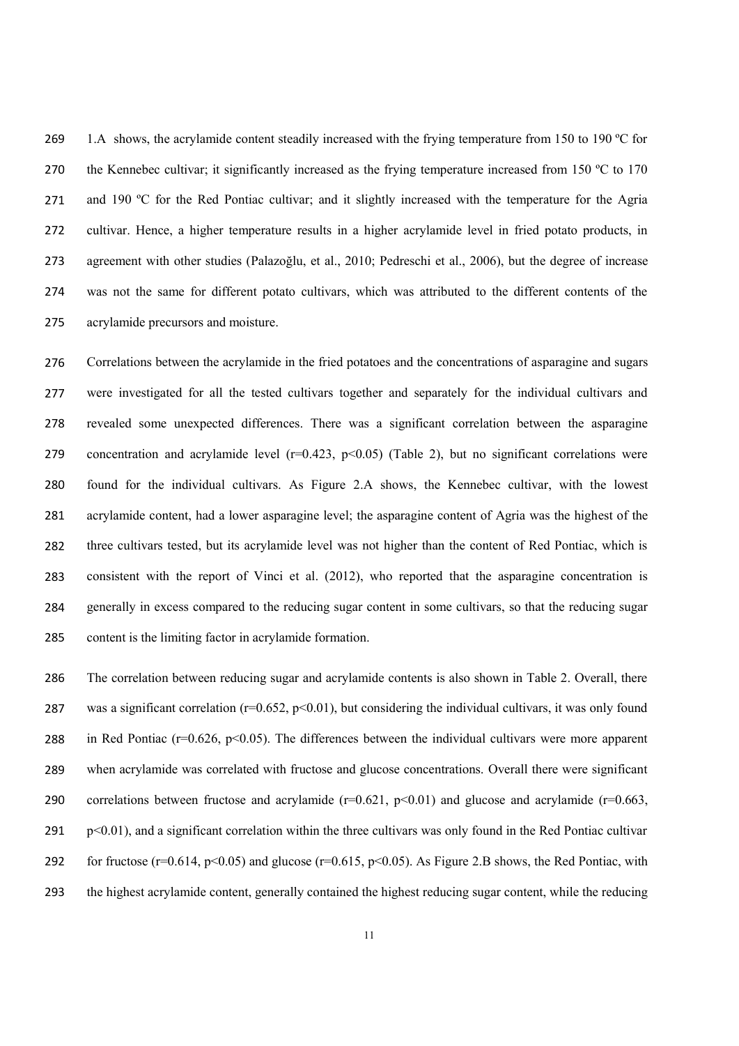1.A shows, the acrylamide content steadily increased with the frying temperature from 150 to 190 ºC for the Kennebec cultivar; it significantly increased as the frying temperature increased from 150 ºC to 170 and 190 ºC for the Red Pontiac cultivar; and it slightly increased with the temperature for the Agria cultivar. Hence, a higher temperature results in a higher acrylamide level in fried potato products, in agreement with other studies (Palazoğlu, et al., 2010; Pedreschi et al., 2006), but the degree of increase was not the same for different potato cultivars, which was attributed to the different contents of the acrylamide precursors and moisture.

Correlations between the acrylamide in the fried potatoes and the concentrations of asparagine and sugars were investigated for all the tested cultivars together and separately for the individual cultivars and revealed some unexpected differences. There was a significant correlation between the asparagine concentration and acrylamide level ($r=0.423$, $p<0.05$) (Table 2), but no significant correlations were found for the individual cultivars. As Figure 2.A shows, the Kennebec cultivar, with the lowest acrylamide content, had a lower asparagine level; the asparagine content of Agria was the highest of the three cultivars tested, but its acrylamide level was not higher than the content of Red Pontiac, which is consistent with the report of Vinci et al. (2012), who reported that the asparagine concentration is generally in excess compared to the reducing sugar content in some cultivars, so that the reducing sugar content is the limiting factor in acrylamide formation.

The correlation between reducing sugar and acrylamide contents is also shown in Table 2. Overall, there was a significant correlation ($r=0.652$, $p<0.01$), but considering the individual cultivars, it was only found in Red Pontiac ($r=0.626$, $p<0.05$). The differences between the individual cultivars were more apparent when acrylamide was correlated with fructose and glucose concentrations. Overall there were significant correlations between fructose and acrylamide ($r=0.621$, $p<0.01$) and glucose and acrylamide ($r=0.663$, $p<0.01$), and a significant correlation within the three cultivars was only found in the Red Pontiac cultivar for fructose ($r=0.614$, $p<0.05$) and glucose ($r=0.615$, $p<0.05$). As Figure 2.B shows, the Red Pontiac, with the highest acrylamide content, generally contained the highest reducing sugar content, while the reducing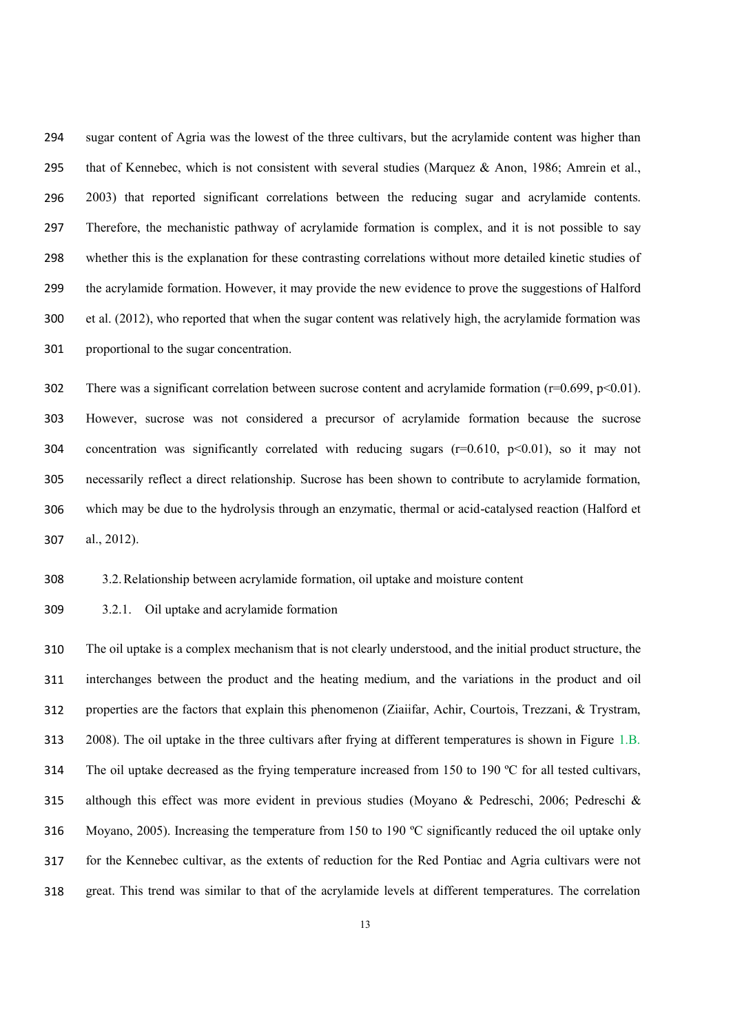sugar content of Agria was the lowest of the three cultivars, but the acrylamide content was higher than that of Kennebec, which is not consistent with several studies (Marquez & Anon, 1986; Amrein et al., 2003) that reported significant correlations between the reducing sugar and acrylamide contents. Therefore, the mechanistic pathway of acrylamide formation is complex, and it is not possible to say whether this is the explanation for these contrasting correlations without more detailed kinetic studies of the acrylamide formation. However, it may provide the new evidence to prove the suggestions of Halford et al. (2012), who reported that when the sugar content was relatively high, the acrylamide formation was proportional to the sugar concentration.

There was a significant correlation between sucrose content and acrylamide formation ($r=0.699$, $p<0.01$). However, sucrose was not considered a precursor of acrylamide formation because the sucrose concentration was significantly correlated with reducing sugars ($r=0.610$, $p<0.01$), so it may not necessarily reflect a direct relationship. Sucrose has been shown to contribute to acrylamide formation, which may be due to the hydrolysis through an enzymatic, thermal or acid-catalysed reaction (Halford et al., 2012).

## 3.2. Relationship between acrylamide formation, oil uptake and moisture content

### 3.2.1. Oil uptake and acrylamide formation

The oil uptake is a complex mechanism that is not clearly understood, and the initial product structure, the interchanges between the product and the heating medium, and the variations in the product and oil properties are the factors that explain this phenomenon (Ziaiifar, Achir, Courtois, Trezzani, & Trystram, 2008). The oil uptake in the three cultivars after frying at different temperatures is shown in Figure 1.B. The oil uptake decreased as the frying temperature increased from 150 to 190 ºC for all tested cultivars, although this effect was more evident in previous studies (Moyano & Pedreschi, 2006; Pedreschi & Moyano, 2005). Increasing the temperature from 150 to 190 ºC significantly reduced the oil uptake only for the Kennebec cultivar, as the extents of reduction for the Red Pontiac and Agria cultivars were not great. This trend was similar to that of the acrylamide levels at different temperatures. The correlation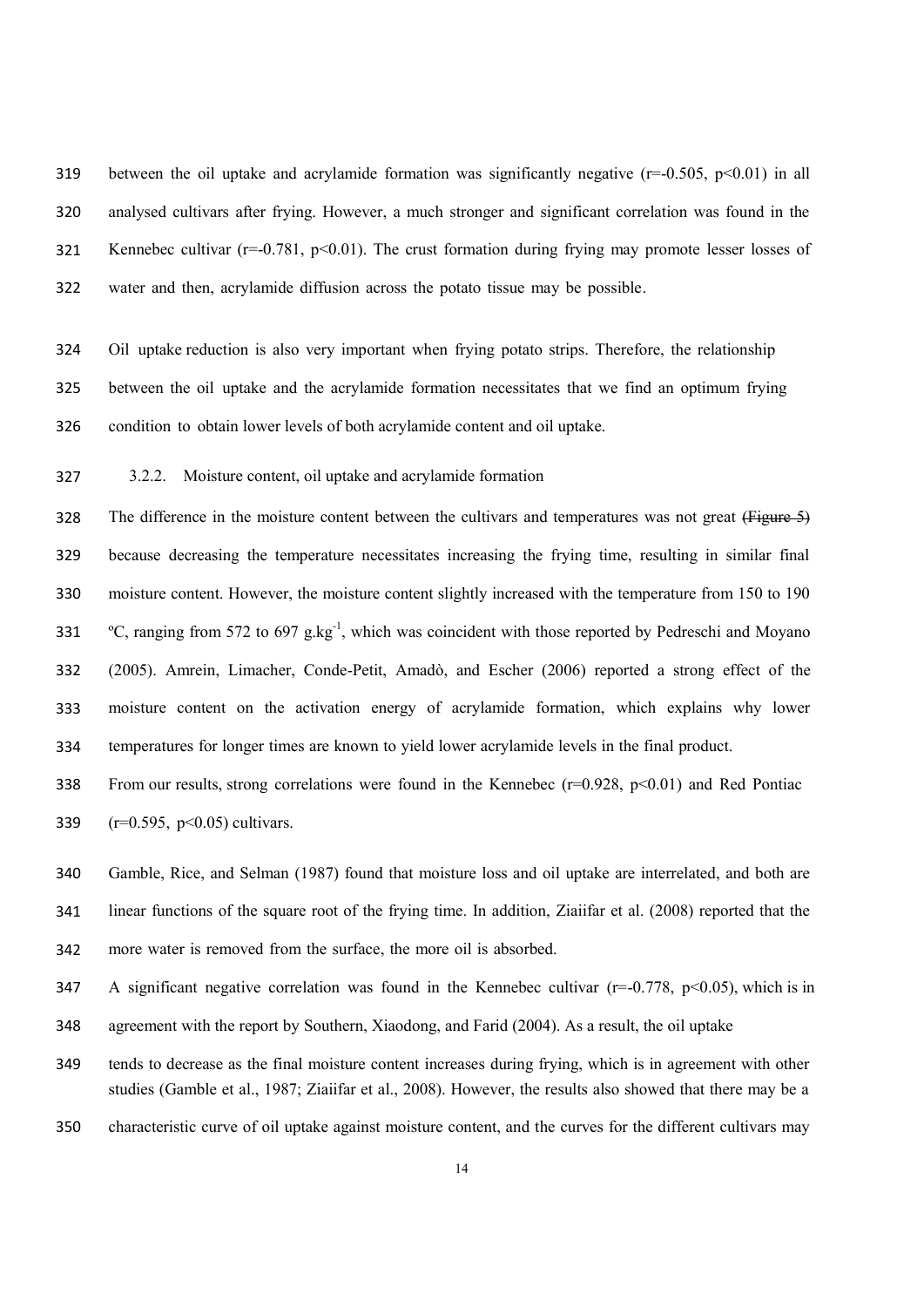between the oil uptake and acrylamide formation was significantly negative ($r=-0.505$, $p<0.01$) in all analysed cultivars after frying. However, a much stronger and significant correlation was found in the Kennebec cultivar ($r=-0.781$, $p<0.01$). The crust formation during frying may promote lesser losses of water and then, acrylamide diffusion across the potato tissue may be possible.

Oil uptake reduction is also very important when frying potato strips. Therefore, the relationship between the oil uptake and the acrylamide formation necessitates that we find an optimum frying condition to obtain lower levels of both acrylamide content and oil uptake.

### 3.2.2. Moisture content, oil uptake and acrylamide formation

The difference in the moisture content between the cultivars and temperatures was not great ~~(Figure 5)~~ because decreasing the temperature necessitates increasing the frying time, resulting in similar final moisture content. However, the moisture content slightly increased with the temperature from 150 to 190 ºC, ranging from 572 to 697 $g.kg^{-1}$, which was coincident with those reported by Pedreschi and Moyano (2005). Amrein, Limacher, Conde-Petit, Amadò, and Escher (2006) reported a strong effect of the moisture content on the activation energy of acrylamide formation, which explains why lower temperatures for longer times are known to yield lower acrylamide levels in the final product.

From our results, strong correlations were found in the Kennebec ($r=0.928$, $p<0.01$) and Red Pontiac ($r=0.595$, $p<0.05$) cultivars.

Gamble, Rice, and Selman (1987) found that moisture loss and oil uptake are interrelated, and both are linear functions of the square root of the frying time. In addition, Ziaiifar et al. (2008) reported that the more water is removed from the surface, the more oil is absorbed.

A significant negative correlation was found in the Kennebec cultivar ($r=-0.778$, $p<0.05$), which is in agreement with the report by Southern, Xiaodong, and Farid (2004). As a result, the oil uptake tends to decrease as the final moisture content increases during frying, which is in agreement with other studies (Gamble et al., 1987; Ziaiifar et al., 2008). However, the results also showed that there may be a characteristic curve of oil uptake against moisture content, and the curves for the different cultivars may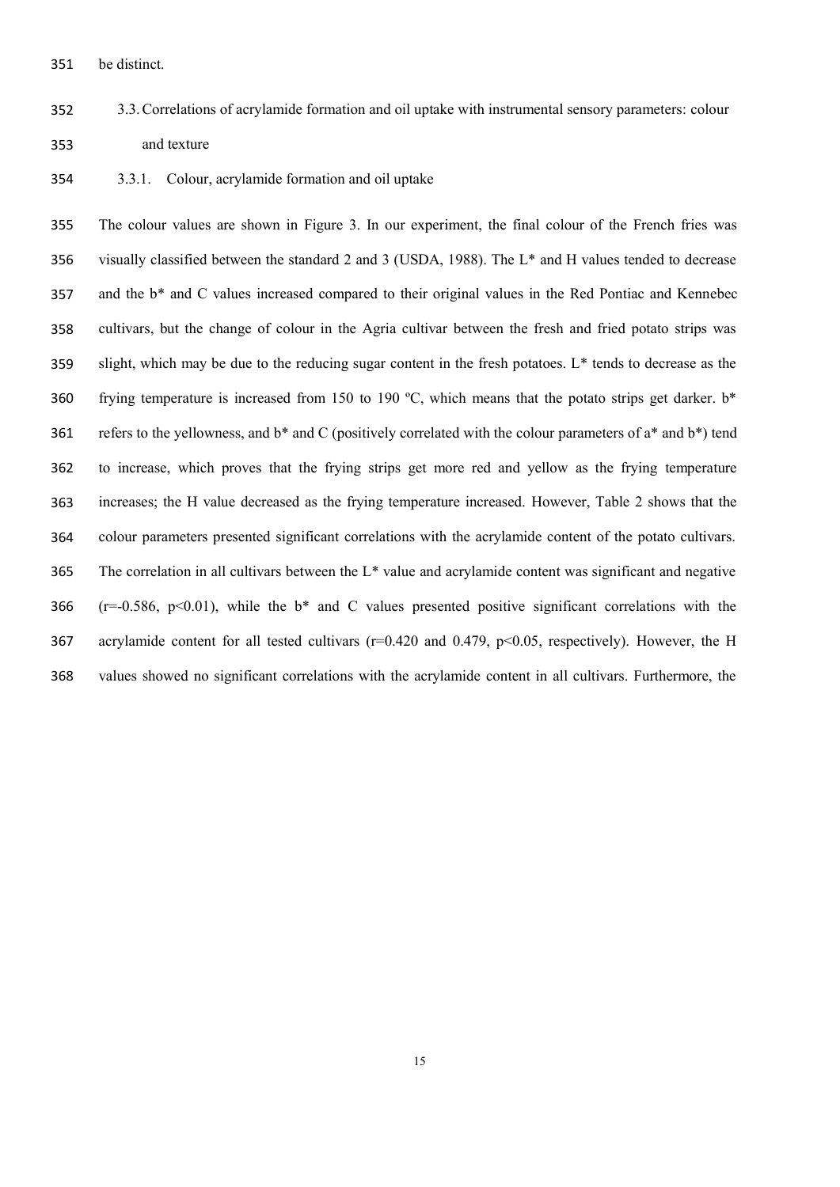be distinct.

### 3.3. Correlations of acrylamide formation and oil uptake with instrumental sensory parameters: colour and texture

#### 3.3.1. Colour, acrylamide formation and oil uptake

The colour values are shown in Figure 3. In our experiment, the final colour of the French fries was visually classified between the standard 2 and 3 (USDA, 1988). The L* and H values tended to decrease and the b* and C values increased compared to their original values in the Red Pontiac and Kennebec cultivars, but the change of colour in the Agria cultivar between the fresh and fried potato strips was slight, which may be due to the reducing sugar content in the fresh potatoes. L* tends to decrease as the frying temperature is increased from 150 to 190 ºC, which means that the potato strips get darker. b* refers to the yellowness, and b* and C (positively correlated with the colour parameters of a* and b*) tend to increase, which proves that the frying strips get more red and yellow as the frying temperature increases; the H value decreased as the frying temperature increased. However, Table 2 shows that the colour parameters presented significant correlations with the acrylamide content of the potato cultivars. The correlation in all cultivars between the L* value and acrylamide content was significant and negative ($r=-0.586$, $p<0.01$), while the b* and C values presented positive significant correlations with the acrylamide content for all tested cultivars ($r=0.420$ and $0.479$, $p<0.05$, respectively). However, the H values showed no significant correlations with the acrylamide content in all cultivars. Furthermore, the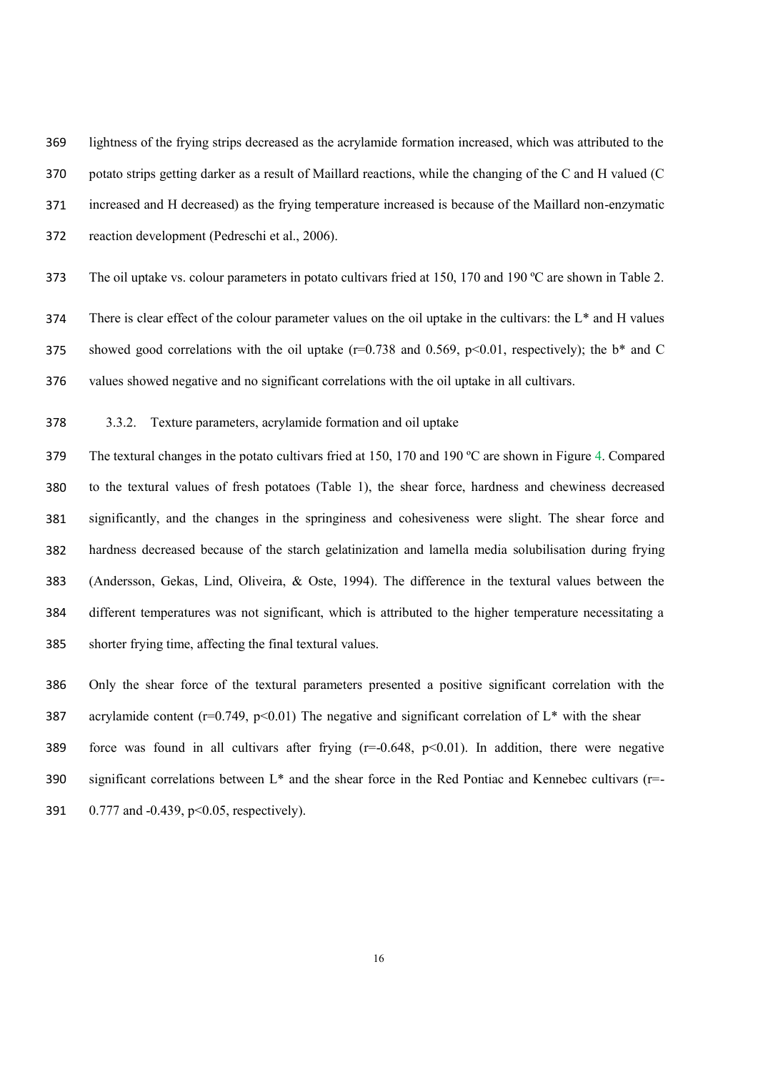lightness of the frying strips decreased as the acrylamide formation increased, which was attributed to the potato strips getting darker as a result of Maillard reactions, while the changing of the C and H valued (C increased and H decreased) as the frying temperature increased is because of the Maillard non-enzymatic reaction development (Pedreschi et al., 2006).

The oil uptake vs. colour parameters in potato cultivars fried at 150, 170 and 190 ºC are shown in Table 2. There is clear effect of the colour parameter values on the oil uptake in the cultivars: the L* and H values showed good correlations with the oil uptake ($r=0.738$ and $0.569$, $p<0.01$, respectively); the b* and C values showed negative and no significant correlations with the oil uptake in all cultivars.

### 3.3.2. Texture parameters, acrylamide formation and oil uptake

The textural changes in the potato cultivars fried at 150, 170 and 190 ºC are shown in Figure 4. Compared to the textural values of fresh potatoes (Table 1), the shear force, hardness and chewiness decreased significantly, and the changes in the springiness and cohesiveness were slight. The shear force and hardness decreased because of the starch gelatinization and lamella media solubilisation during frying (Andersson, Gekas, Lind, Oliveira, & Oste, 1994). The difference in the textural values between the different temperatures was not significant, which is attributed to the higher temperature necessitating a shorter frying time, affecting the final textural values.

Only the shear force of the textural parameters presented a positive significant correlation with the acrylamide content ($r=0.749$, $p<0.01$) The negative and significant correlation of L* with the shear force was found in all cultivars after frying ($r=-0.648$, $p<0.01$). In addition, there were negative significant correlations between L* and the shear force in the Red Pontiac and Kennebec cultivars ($r=-0.777$ and $-0.439$, $p<0.05$, respectively).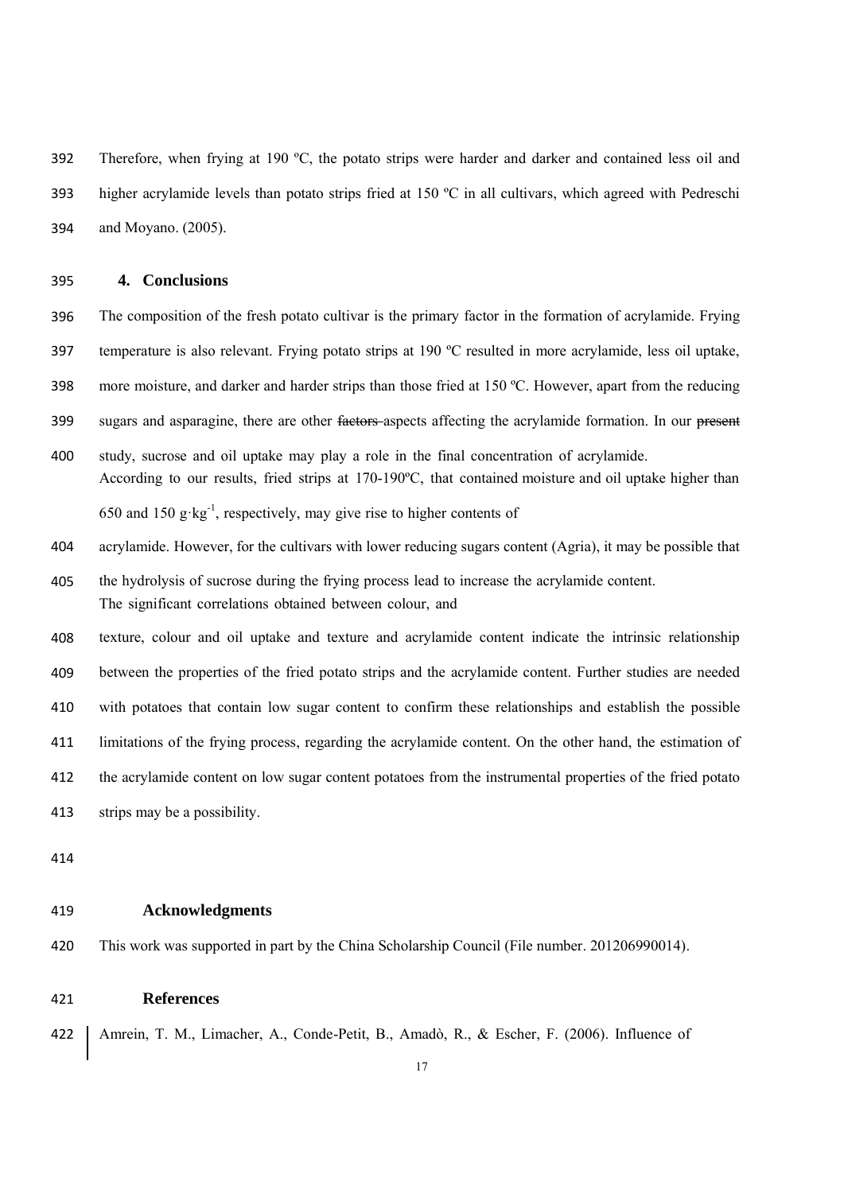Therefore, when frying at 190 ºC, the potato strips were harder and darker and contained less oil and higher acrylamide levels than potato strips fried at 150 ºC in all cultivars, which agreed with Pedreschi and Moyano. (2005).

## 4. Conclusions

The composition of the fresh potato cultivar is the primary factor in the formation of acrylamide. Frying temperature is also relevant. Frying potato strips at 190 ºC resulted in more acrylamide, less oil uptake, more moisture, and darker and harder strips than those fried at 150 ºC. However, apart from the reducing sugars and asparagine, there are other ~~factors~~ aspects affecting the acrylamide formation. In our ~~present~~ study, sucrose and oil uptake may play a role in the final concentration of acrylamide. According to our results, fried strips at 170-190ºC, that contained moisture and oil uptake higher than 650 and 150 $g \cdot kg^{-1}$, respectively, may give rise to higher contents of acrylamide. However, for the cultivars with lower reducing sugars content (Agria), it may be possible that the hydrolysis of sucrose during the frying process lead to increase the acrylamide content. The significant correlations obtained between colour, and texture, colour and oil uptake and texture and acrylamide content indicate the intrinsic relationship between the properties of the fried potato strips and the acrylamide content. Further studies are needed with potatoes that contain low sugar content to confirm these relationships and establish the possible limitations of the frying process, regarding the acrylamide content. On the other hand, the estimation of the acrylamide content on low sugar content potatoes from the instrumental properties of the fried potato strips may be a possibility.

## Acknowledgments

This work was supported in part by the China Scholarship Council (File number. 201206990014).

## References

Amrein, T. M., Limacher, A., Conde-Petit, B., Amadò, R., & Escher, F. (2006). Influence of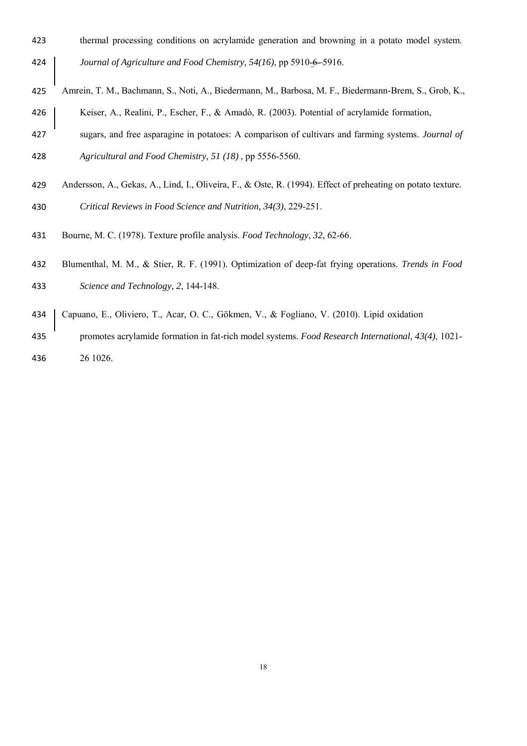thermal processing conditions on acrylamide generation and browning in a potato model system. *Journal of Agriculture and Food Chemistry, 54(16)*, pp 5910-6–5916.

Amrein, T. M., Bachmann, S., Noti, A., Biedermann, M., Barbosa, M. F., Biedermann-Brem, S., Grob, K., Keiser, A., Realini, P., Escher, F., & Amadò, R. (2003). Potential of acrylamide formation, sugars, and free asparagine in potatoes: A comparison of cultivars and farming systems. *Journal of Agricultural and Food Chemistry, 51 (18)* , pp 5556-5560.

Andersson, A., Gekas, A., Lind, I., Oliveira, F., & Oste, R. (1994). Effect of preheating on potato texture. *Critical Reviews in Food Science and Nutrition, 34(3)*, 229-251.

Bourne, M. C. (1978). Texture profile analysis. *Food Technology*, *32*, 62-66.

Blumenthal, M. M., & Stier, R. F. (1991). Optimization of deep-fat frying operations. *Trends in Food Science and Technology, 2*, 144-148.

Capuano, E., Oliviero, T., Acar, O. C., Gökmen, V., & Fogliano, V. (2010). Lipid oxidation promotes acrylamide formation in fat-rich model systems. *Food Research International, 43(4)*, 1021-26 1026.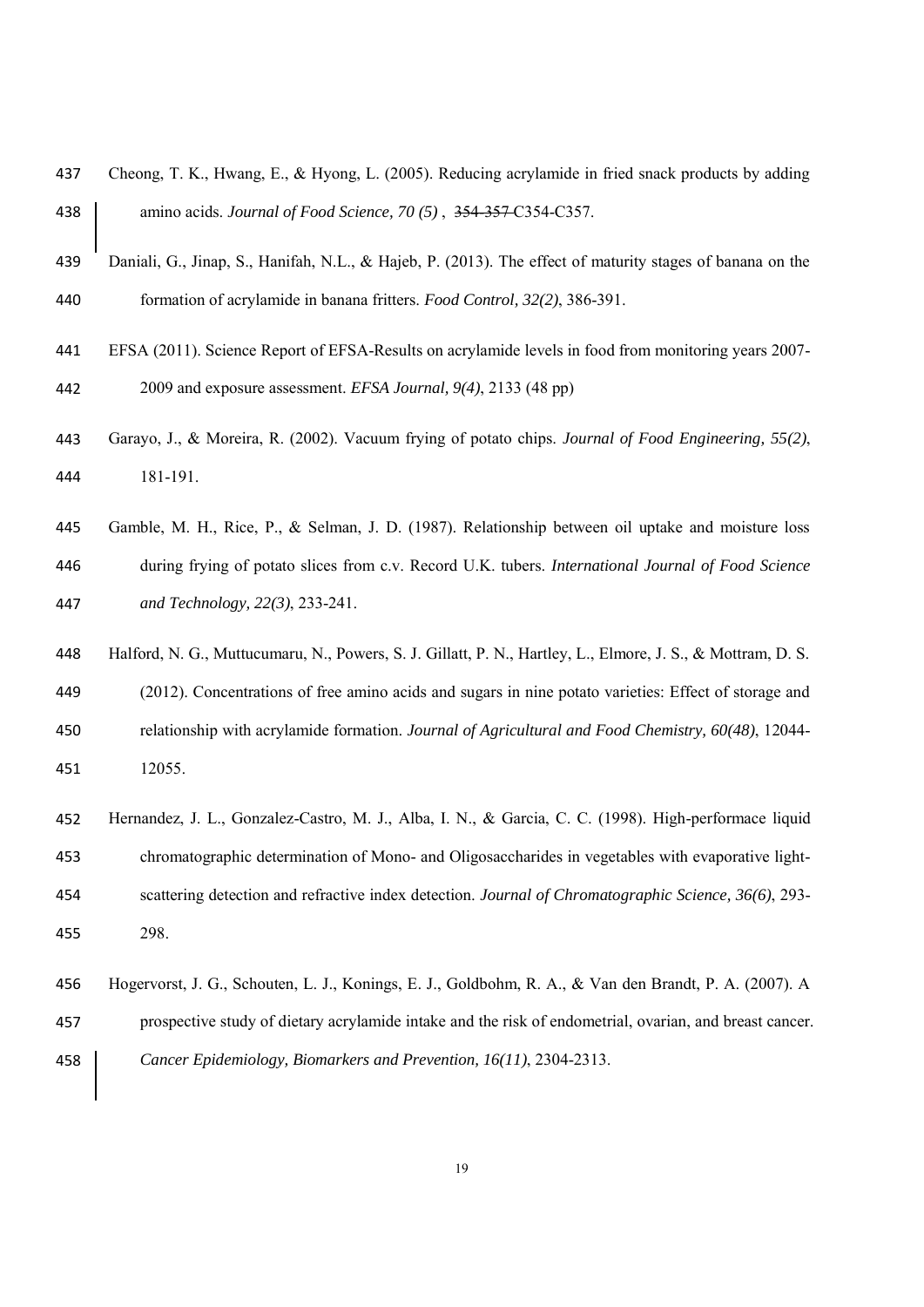Cheong, T. K., Hwang, E., & Hyong, L. (2005). Reducing acrylamide in fried snack products by adding amino acids. *Journal of Food Science, 70 (5)* , ~~354-357~~ C354-C357.

Daniali, G., Jinap, S., Hanifah, N.L., & Hajeb, P. (2013). The effect of maturity stages of banana on the formation of acrylamide in banana fritters. *Food Control, 32(2)*, 386-391.

EFSA (2011). Science Report of EFSA-Results on acrylamide levels in food from monitoring years 2007-2009 and exposure assessment. *EFSA Journal, 9(4)*, 2133 (48 pp)

Garayo, J., & Moreira, R. (2002). Vacuum frying of potato chips. *Journal of Food Engineering, 55(2)*, 181-191.

Gamble, M. H., Rice, P., & Selman, J. D. (1987). Relationship between oil uptake and moisture loss during frying of potato slices from c.v. Record U.K. tubers. *International Journal of Food Science and Technology, 22(3)*, 233-241.

Halford, N. G., Muttucumaru, N., Powers, S. J. Gillatt, P. N., Hartley, L., Elmore, J. S., & Mottram, D. S. (2012). Concentrations of free amino acids and sugars in nine potato varieties: Effect of storage and relationship with acrylamide formation. *Journal of Agricultural and Food Chemistry, 60(48)*, 12044-12055.

Hernandez, J. L., Gonzalez-Castro, M. J., Alba, I. N., & Garcia, C. C. (1998). High-performace liquid chromatographic determination of Mono- and Oligosaccharides in vegetables with evaporative light-scattering detection and refractive index detection. *Journal of Chromatographic Science, 36(6)*, 293-298.

Hogervorst, J. G., Schouten, L. J., Konings, E. J., Goldbohm, R. A., & Van den Brandt, P. A. (2007). A prospective study of dietary acrylamide intake and the risk of endometrial, ovarian, and breast cancer. *Cancer Epidemiology, Biomarkers and Prevention, 16(11)*, 2304-2313.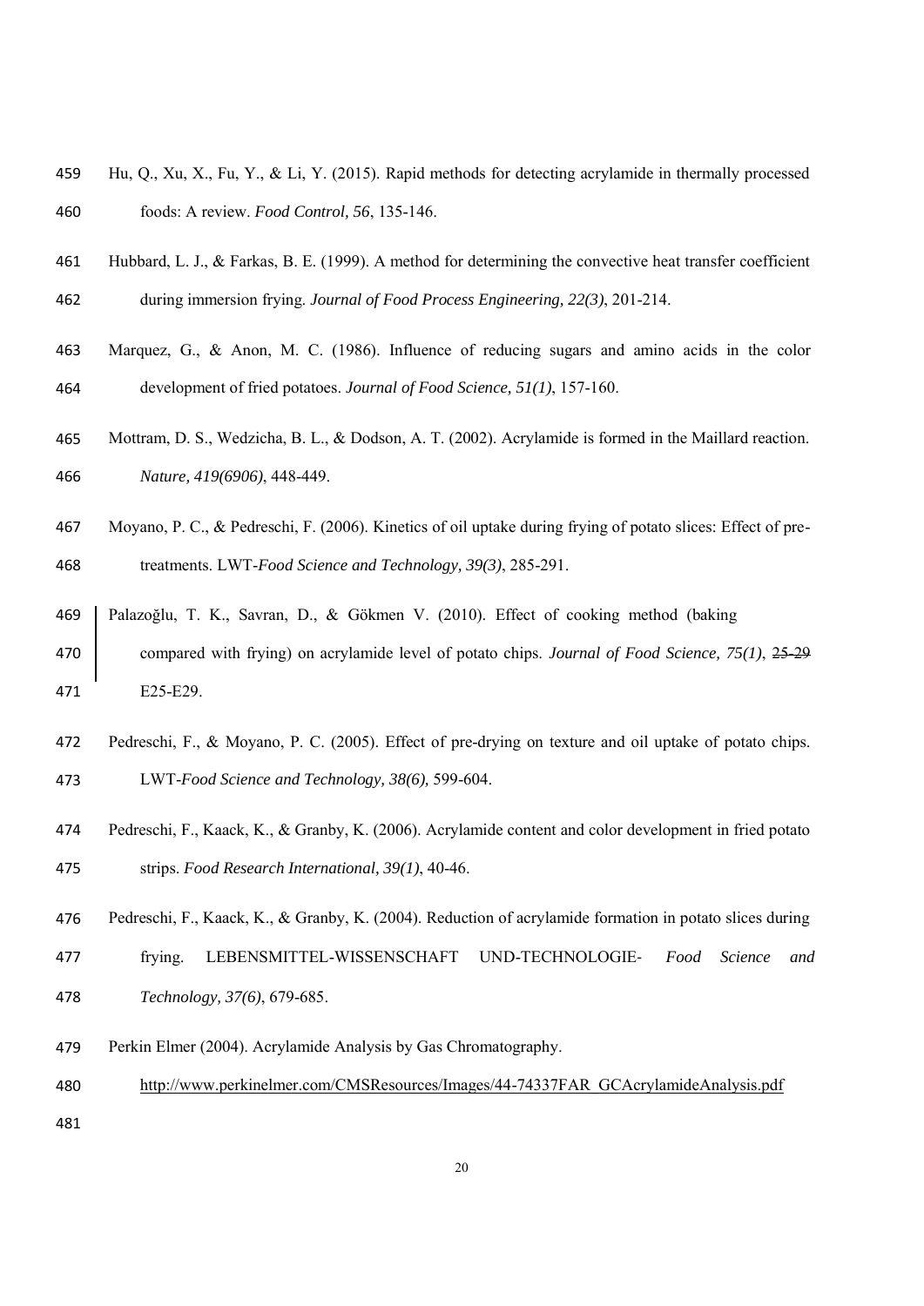Hu, Q., Xu, X., Fu, Y., & Li, Y. (2015). Rapid methods for detecting acrylamide in thermally processed foods: A review. *Food Control, 56*, 135-146.

Hubbard, L. J., & Farkas, B. E. (1999). A method for determining the convective heat transfer coefficient during immersion frying. *Journal of Food Process Engineering, 22(3)*, 201-214.

Marquez, G., & Anon, M. C. (1986). Influence of reducing sugars and amino acids in the color development of fried potatoes. *Journal of Food Science, 51(1)*, 157-160.

Mottram, D. S., Wedzicha, B. L., & Dodson, A. T. (2002). Acrylamide is formed in the Maillard reaction. *Nature, 419(6906)*, 448-449.

Moyano, P. C., & Pedreschi, F. (2006). Kinetics of oil uptake during frying of potato slices: Effect of pre-treatments. LWT-*Food Science and Technology, 39(3)*, 285-291.

Palazoğlu, T. K., Savran, D., & Gökmen V. (2010). Effect of cooking method (baking compared with frying) on acrylamide level of potato chips. *Journal of Food Science, 75(1)*, ~~25-29~~ E25-E29.

Pedreschi, F., & Moyano, P. C. (2005). Effect of pre-drying on texture and oil uptake of potato chips. LWT-*Food Science and Technology, 38(6),* 599-604.

Pedreschi, F., Kaack, K., & Granby, K. (2006). Acrylamide content and color development in fried potato strips. *Food Research International, 39(1)*, 40-46.

Pedreschi, F., Kaack, K., & Granby, K. (2004). Reduction of acrylamide formation in potato slices during frying. LEBENSMITTEL-WISSENSCHAFT UND-TECHNOLOGIE- *Food Science and Technology, 37(6)*, 679-685.

Perkin Elmer (2004). Acrylamide Analysis by Gas Chromatography. http://www.perkinelmer.com/CMSResources/Images/44-74337FAR_GCAcrylamideAnalysis.pdf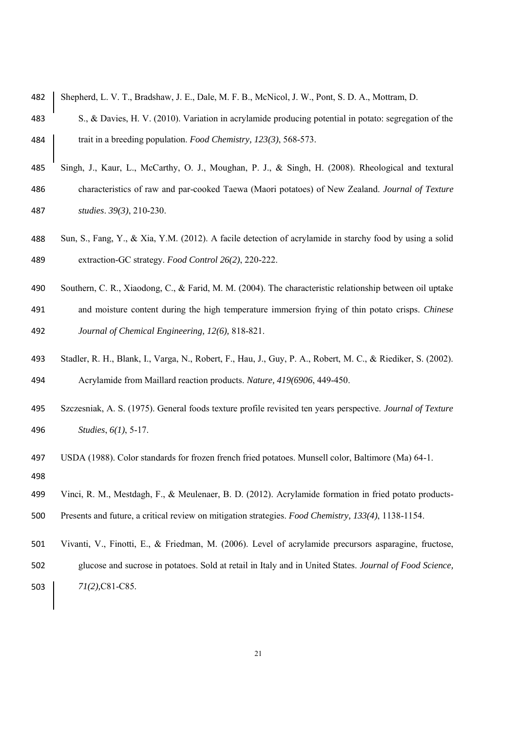Shepherd, L. V. T., Bradshaw, J. E., Dale, M. F. B., McNicol, J. W., Pont, S. D. A., Mottram, D. S., & Davies, H. V. (2010). Variation in acrylamide producing potential in potato: segregation of the trait in a breeding population. *Food Chemistry, 123(3)*, 568-573.

Singh, J., Kaur, L., McCarthy, O. J., Moughan, P. J., & Singh, H. (2008). Rheological and textural characteristics of raw and par-cooked Taewa (Maori potatoes) of New Zealand. *Journal of Texture studies*. *39(3)*, 210-230.

Sun, S., Fang, Y., & Xia, Y.M. (2012). A facile detection of acrylamide in starchy food by using a solid extraction-GC strategy. *Food Control 26(2)*, 220-222.

Southern, C. R., Xiaodong, C., & Farid, M. M. (2004). The characteristic relationship between oil uptake and moisture content during the high temperature immersion frying of thin potato crisps. *Chinese Journal of Chemical Engineering, 12(6),* 818-821.

Stadler, R. H., Blank, I., Varga, N., Robert, F., Hau, J., Guy, P. A., Robert, M. C., & Riediker, S. (2002). Acrylamide from Maillard reaction products. *Nature, 419(6906*, 449-450.

Szczesniak, A. S. (1975). General foods texture profile revisited ten years perspective. *Journal of Texture Studies*, *6(1)*, 5-17.

USDA (1988). Color standards for frozen french fried potatoes. Munsell color, Baltimore (Ma) 64-1.

Vinci, R. M., Mestdagh, F., & Meulenaer, B. D. (2012). Acrylamide formation in fried potato products-Presents and future, a critical review on mitigation strategies. *Food Chemistry, 133(4)*, 1138-1154.

Vivanti, V., Finotti, E., & Friedman, M. (2006). Level of acrylamide precursors asparagine, fructose, glucose and sucrose in potatoes. Sold at retail in Italy and in United States. *Journal of Food Science, 71(2),*C81-C85.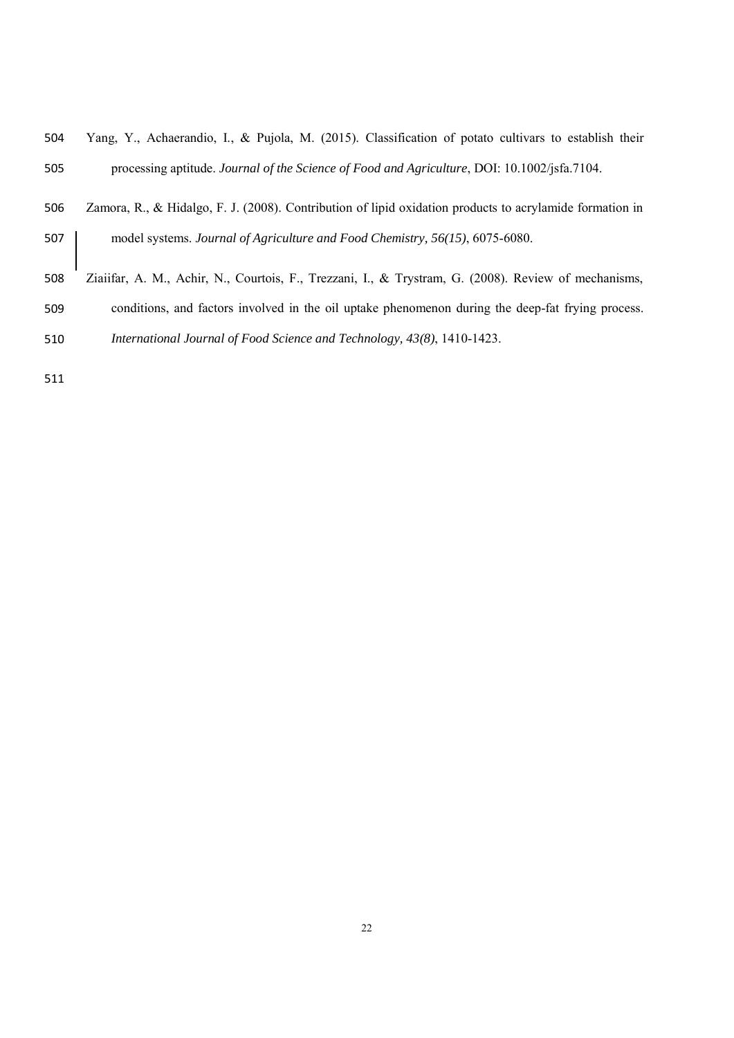Yang, Y., Achaerandio, I., & Pujola, M. (2015). Classification of potato cultivars to establish their processing aptitude. *Journal of the Science of Food and Agriculture*, DOI: 10.1002/jsfa.7104.

Zamora, R., & Hidalgo, F. J. (2008). Contribution of lipid oxidation products to acrylamide formation in model systems. *Journal of Agriculture and Food Chemistry, 56(15)*, 6075-6080.

Ziaiifar, A. M., Achir, N., Courtois, F., Trezzani, I., & Trystram, G. (2008). Review of mechanisms, conditions, and factors involved in the oil uptake phenomenon during the deep-fat frying process. *International Journal of Food Science and Technology, 43(8)*, 1410-1423.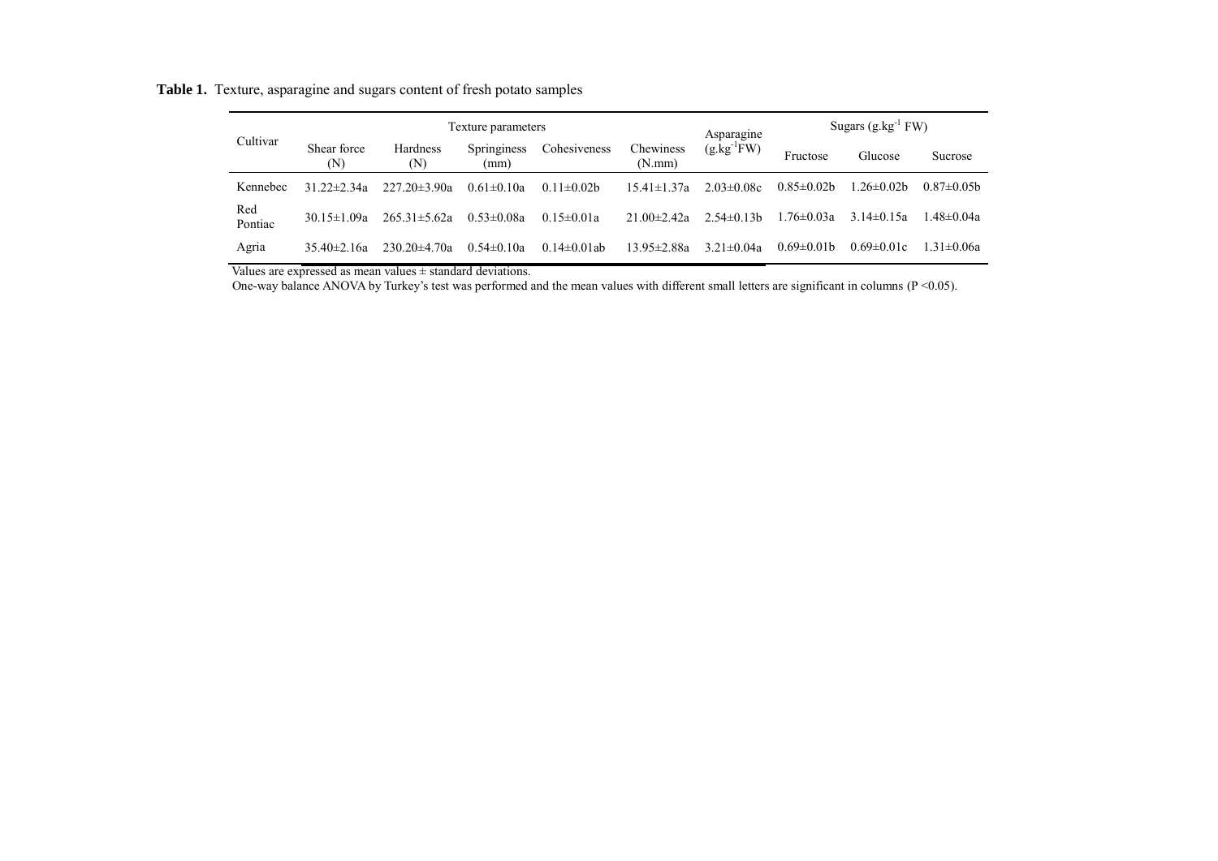**Table 1.** Texture, asparagine and sugars content of fresh potato samples

| Cultivar | Texture parameters | | | | | Asparagine ($g.kg^{-1}$FW) | Sugars ($g.kg^{-1}$ FW) | | |
|---|---|---|---|---|---|---|---|---|---|
| | Shear force (N) | Hardness (N) | Springiness (mm) | Cohesiveness | Chewiness (N.mm) | | Fructose | Glucose | Sucrose |
| Kennebec | 31.22±2.34a | 227.20±3.90a | 0.61±0.10a | 0.11±0.02b | 15.41±1.37a | 2.03±0.08c | 0.85±0.02b | 1.26±0.02b | 0.87±0.05b |
| Red Pontiac | 30.15±1.09a | 265.31±5.62a | 0.53±0.08a | 0.15±0.01a | 21.00±2.42a | 2.54±0.13b | 1.76±0.03a | 3.14±0.15a | 1.48±0.04a |
| Agria | 35.40±2.16a | 230.20±4.70a | 0.54±0.10a | 0.14±0.01ab | 13.95±2.88a | 3.21±0.04a | 0.69±0.01b | 0.69±0.01c | 1.31±0.06a |

Values are expressed as mean values ± standard deviations.

One-way balance ANOVA by Turkey's test was performed and the mean values with different small letters are significant in columns (P <0.05).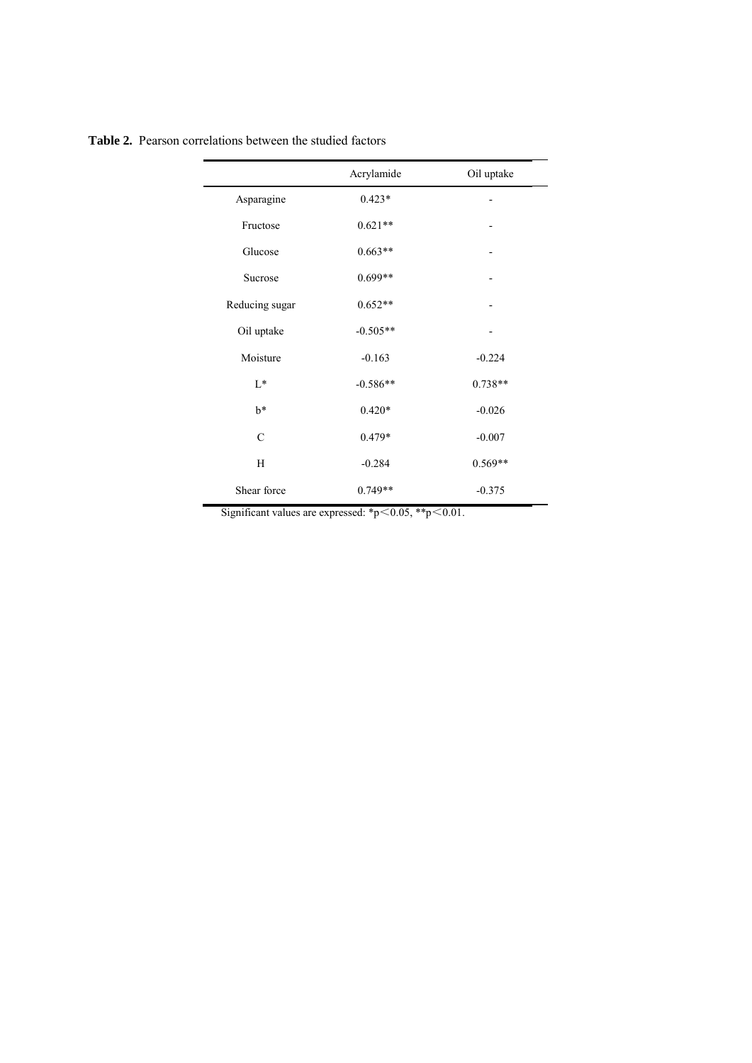**Table 2.** Pearson correlations between the studied factors

| | Acrylamide | Oil uptake |
|---|---|---|
| Asparagine | 0.423* | - |
| Fructose | 0.621** | - |
| Glucose | 0.663** | - |
| Sucrose | 0.699** | - |
| Reducing sugar | 0.652** | - |
| Oil uptake | -0.505** | - |
| Moisture | -0.163 | -0.224 |
| L* | -0.586** | 0.738** |
| b* | 0.420* | -0.026 |
| C | 0.479* | -0.007 |
| H | -0.284 | 0.569** |
| Shear force | 0.749** | -0.375 |

Significant values are expressed: *$p < 0.05$, **$p < 0.01$.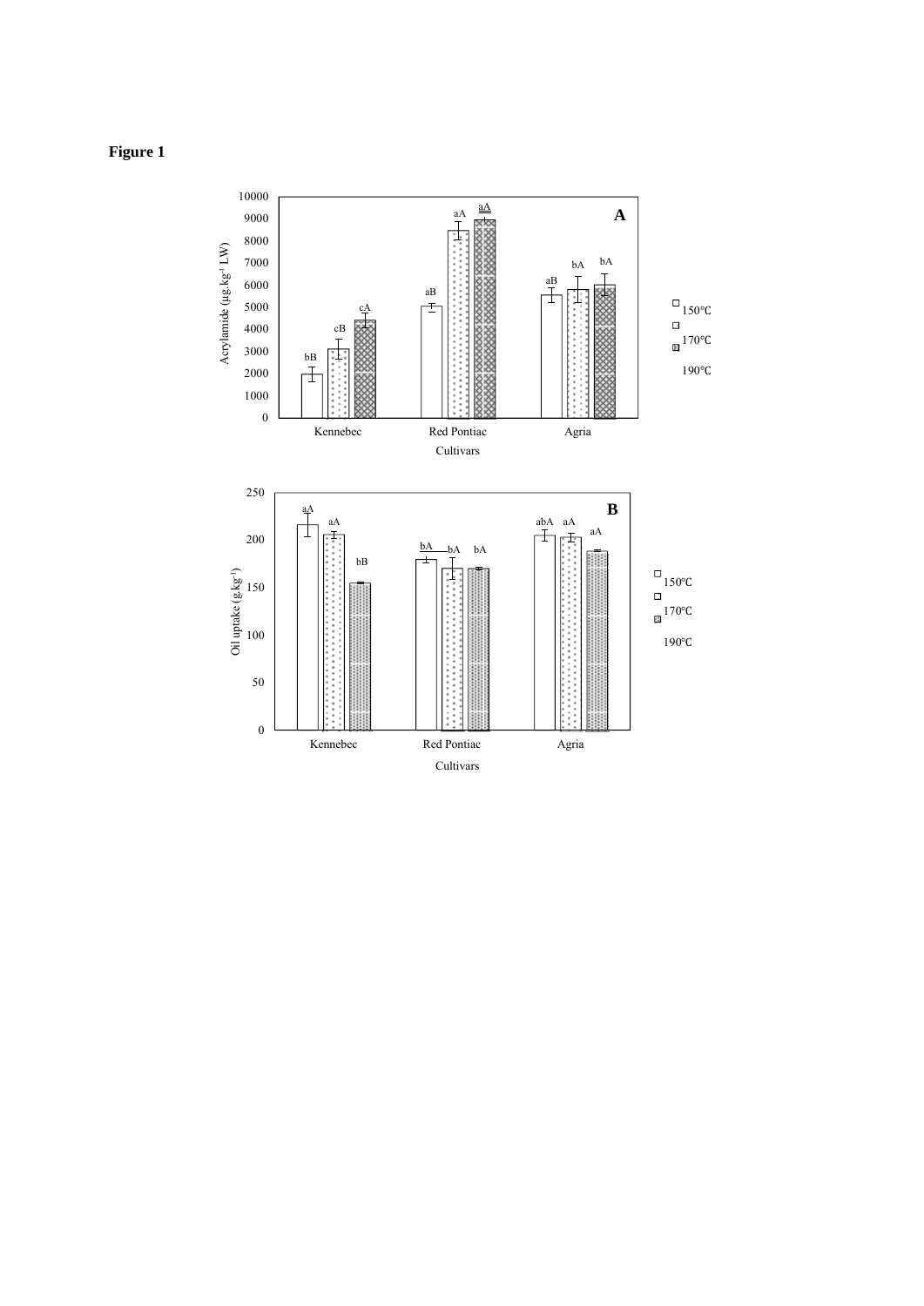**Figure 1**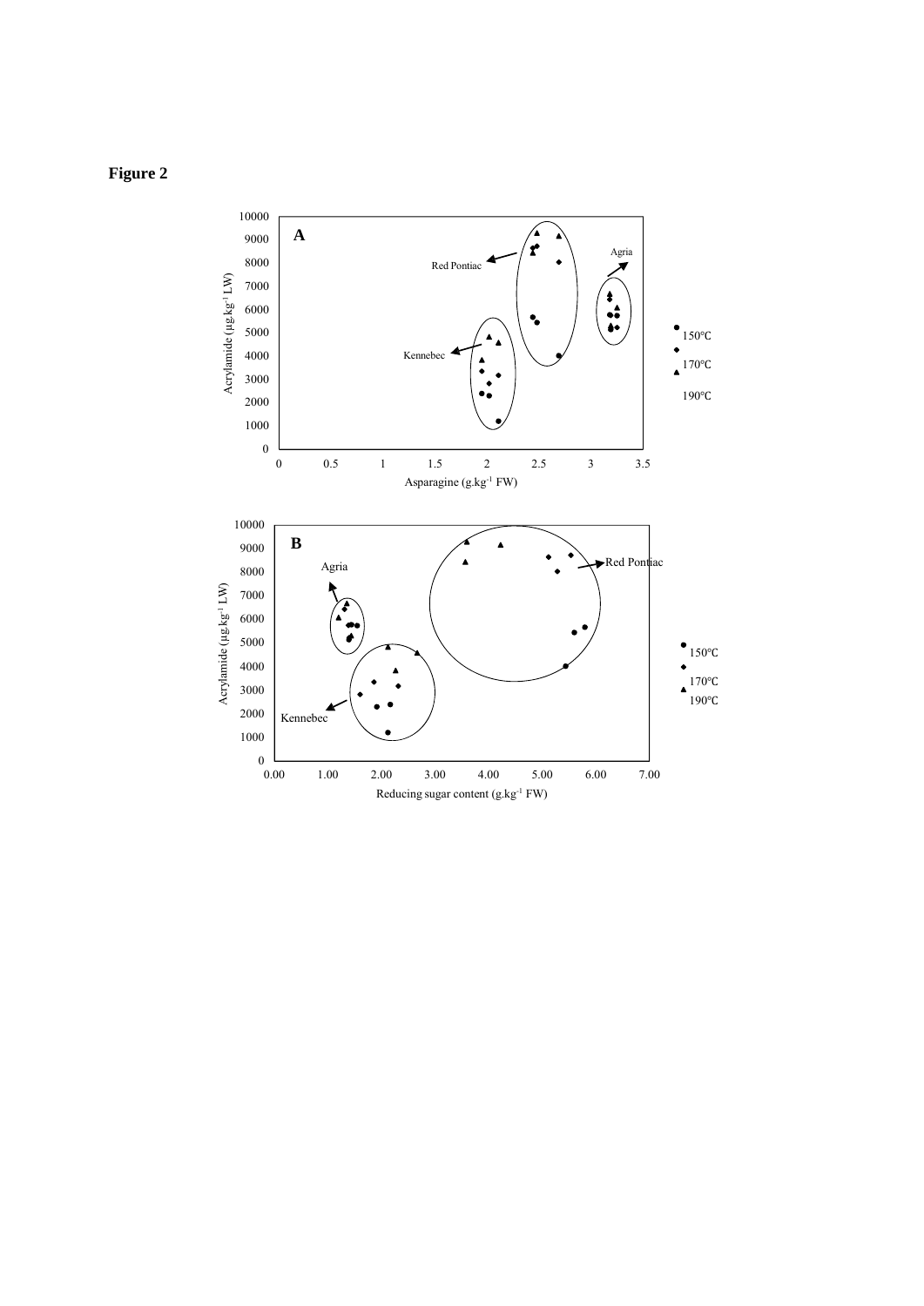**Figure 2**

A

Acrylamide (µg.kg$^{-1}$ LW)

Asparagine (g.kg$^{-1}$ FW)

Red Pontiac

Agria

Kennebec

150°C

170°C

190°C

B

Acrylamide (µg.kg$^{-1}$ LW)

Reducing sugar content (g.kg$^{-1}$ FW)

Agria

Red Pontiac

Kennebec

150°C

170°C

190°C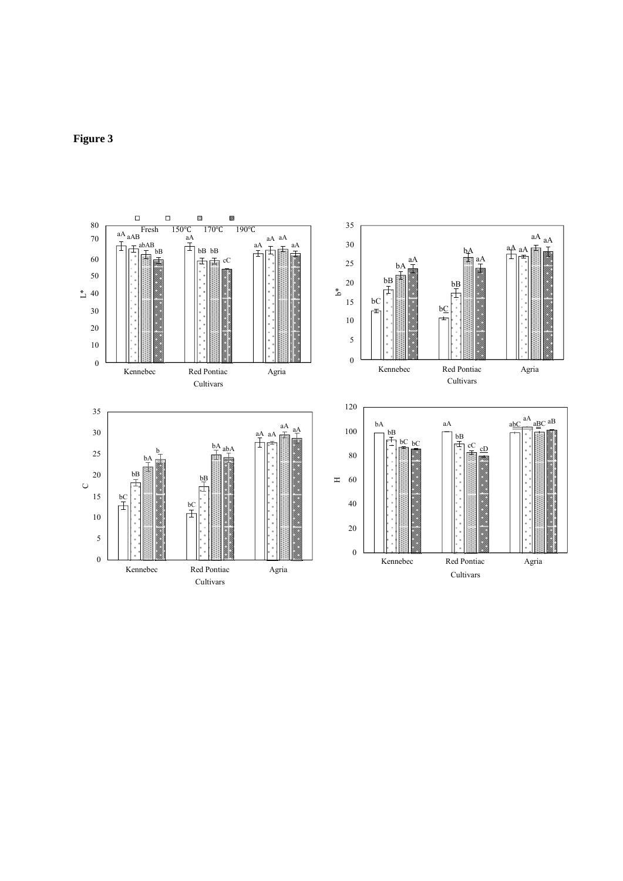**Figure 3**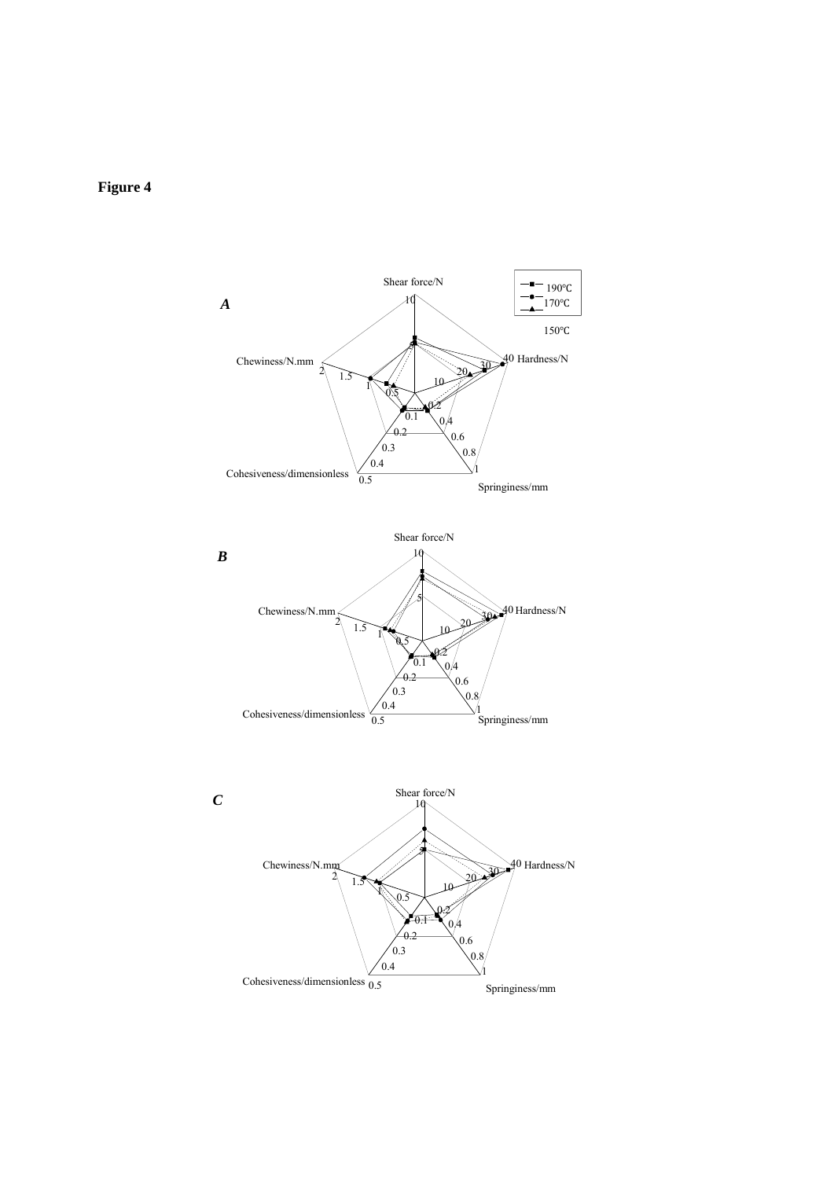**Figure 4**

***A***

Shear force/N

Hardness/N

Springiness/mm

Cohesiveness/dimensionless

Chewiness/N.mm

190℃

170℃

150℃

***B***

Shear force/N

Hardness/N

Springiness/mm

Cohesiveness/dimensionless

Chewiness/N.mm

***C***

Shear force/N

Hardness/N

Springiness/mm

Cohesiveness/dimensionless

Chewiness/N.mm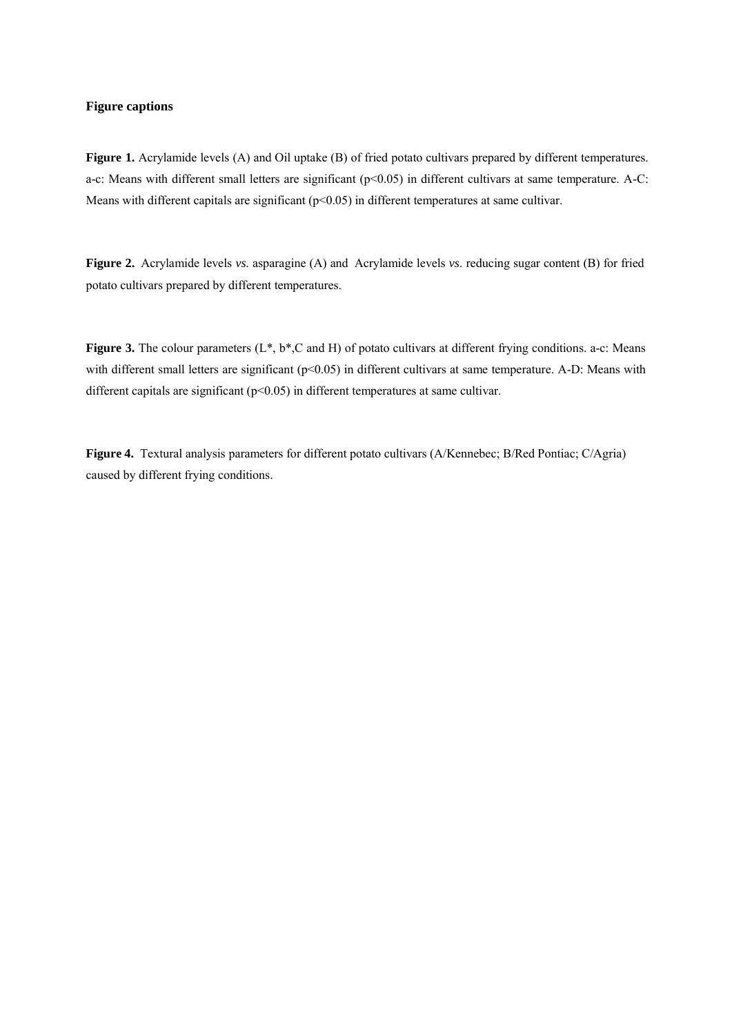## Figure captions

**Figure 1.** Acrylamide levels (A) and Oil uptake (B) of fried potato cultivars prepared by different temperatures. a-c: Means with different small letters are significant ($p<0.05$) in different cultivars at same temperature. A-C: Means with different capitals are significant ($p<0.05$) in different temperatures at same cultivar.

**Figure 2.** Acrylamide levels *vs.* asparagine (A) and Acrylamide levels *vs*. reducing sugar content (B) for fried potato cultivars prepared by different temperatures.

**Figure 3.** The colour parameters ($L^*$, $b^*$,C and H) of potato cultivars at different frying conditions. a-c: Means with different small letters are significant ($p<0.05$) in different cultivars at same temperature. A-D: Means with different capitals are significant ($p<0.05$) in different temperatures at same cultivar.

**Figure 4.** Textural analysis parameters for different potato cultivars (A/Kennebec; B/Red Pontiac; C/Agria) caused by different frying conditions.